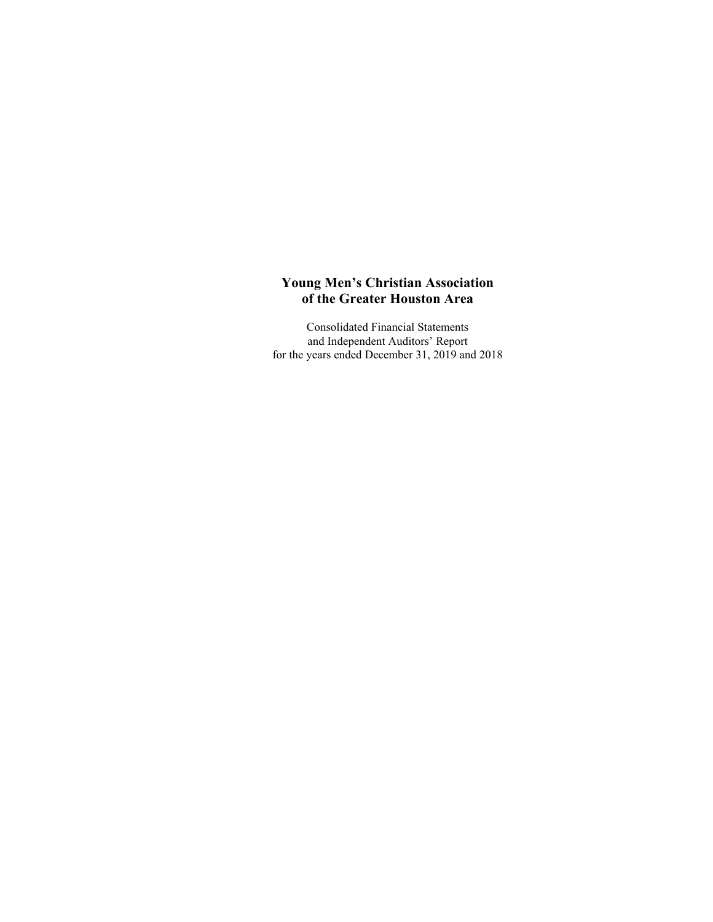# Young Men's Christian Association of the Greater Houston Area

Consolidated Financial Statements
and Independent Auditors' Report
for the years ended December 31, 2019 and 2018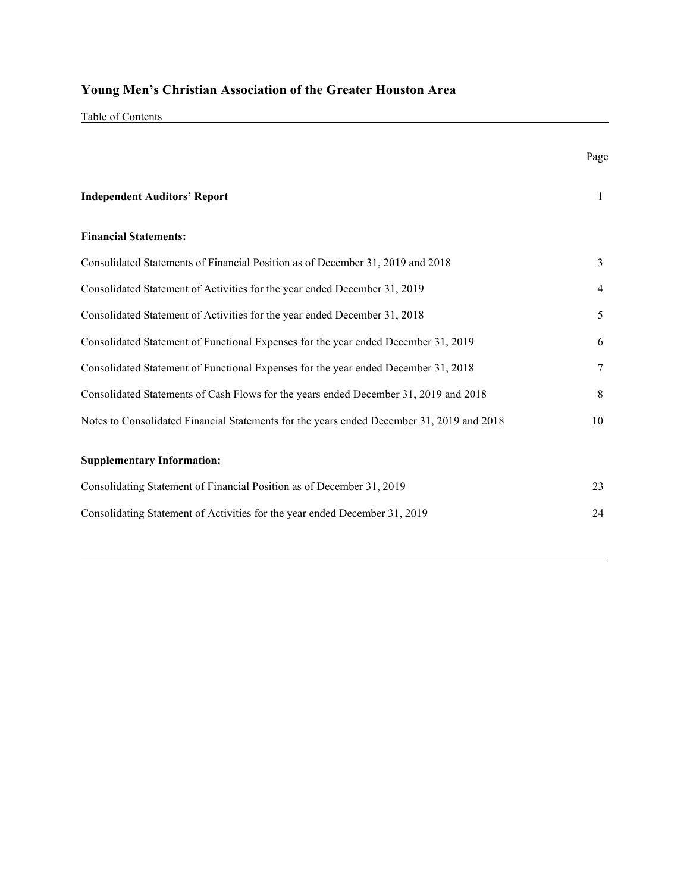# Young Men's Christian Association of the Greater Houston Area

Table of Contents

| | Page |
|---|---|
| **Independent Auditors' Report** | 1 |
| **Financial Statements:** | |
| Consolidated Statements of Financial Position as of December 31, 2019 and 2018 | 3 |
| Consolidated Statement of Activities for the year ended December 31, 2019 | 4 |
| Consolidated Statement of Activities for the year ended December 31, 2018 | 5 |
| Consolidated Statement of Functional Expenses for the year ended December 31, 2019 | 6 |
| Consolidated Statement of Functional Expenses for the year ended December 31, 2018 | 7 |
| Consolidated Statements of Cash Flows for the years ended December 31, 2019 and 2018 | 8 |
| Notes to Consolidated Financial Statements for the years ended December 31, 2019 and 2018 | 10 |
| **Supplementary Information:** | |
| Consolidating Statement of Financial Position as of December 31, 2019 | 23 |
| Consolidating Statement of Activities for the year ended December 31, 2019 | 24 |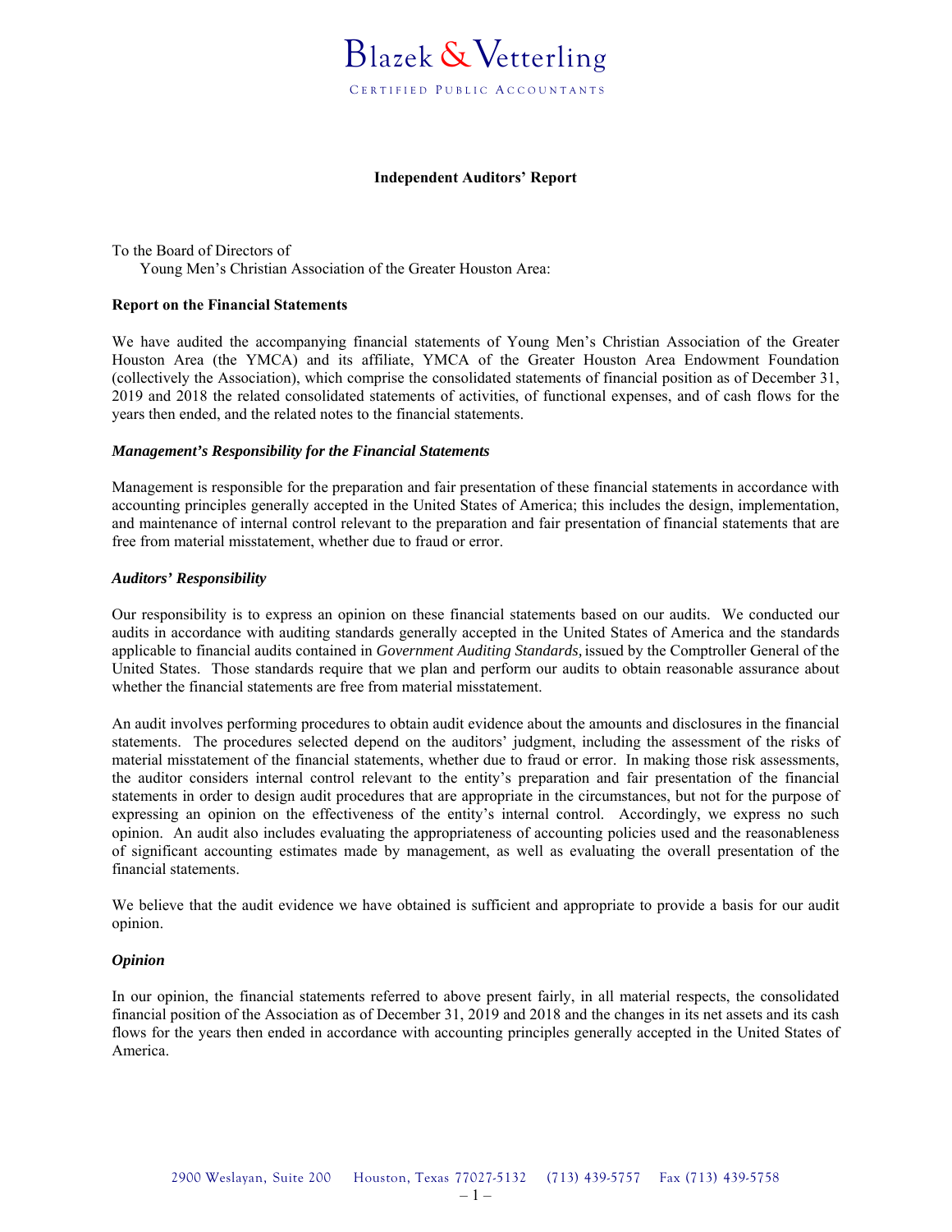# Blazek & Vetterling

CERTIFIED PUBLIC ACCOUNTANTS

## Independent Auditors' Report

To the Board of Directors of
Young Men's Christian Association of the Greater Houston Area:

### Report on the Financial Statements

We have audited the accompanying financial statements of Young Men's Christian Association of the Greater Houston Area (the YMCA) and its affiliate, YMCA of the Greater Houston Area Endowment Foundation (collectively the Association), which comprise the consolidated statements of financial position as of December 31, 2019 and 2018 the related consolidated statements of activities, of functional expenses, and of cash flows for the years then ended, and the related notes to the financial statements.

#### *Management's Responsibility for the Financial Statements*

Management is responsible for the preparation and fair presentation of these financial statements in accordance with accounting principles generally accepted in the United States of America; this includes the design, implementation, and maintenance of internal control relevant to the preparation and fair presentation of financial statements that are free from material misstatement, whether due to fraud or error.

#### *Auditors' Responsibility*

Our responsibility is to express an opinion on these financial statements based on our audits. We conducted our audits in accordance with auditing standards generally accepted in the United States of America and the standards applicable to financial audits contained in *Government Auditing Standards,* issued by the Comptroller General of the United States. Those standards require that we plan and perform our audits to obtain reasonable assurance about whether the financial statements are free from material misstatement.

An audit involves performing procedures to obtain audit evidence about the amounts and disclosures in the financial statements. The procedures selected depend on the auditors' judgment, including the assessment of the risks of material misstatement of the financial statements, whether due to fraud or error. In making those risk assessments, the auditor considers internal control relevant to the entity's preparation and fair presentation of the financial statements in order to design audit procedures that are appropriate in the circumstances, but not for the purpose of expressing an opinion on the effectiveness of the entity's internal control. Accordingly, we express no such opinion. An audit also includes evaluating the appropriateness of accounting policies used and the reasonableness of significant accounting estimates made by management, as well as evaluating the overall presentation of the financial statements.

We believe that the audit evidence we have obtained is sufficient and appropriate to provide a basis for our audit opinion.

#### *Opinion*

In our opinion, the financial statements referred to above present fairly, in all material respects, the consolidated financial position of the Association as of December 31, 2019 and 2018 and the changes in its net assets and its cash flows for the years then ended in accordance with accounting principles generally accepted in the United States of America.

2900 Weslayan, Suite 200 Houston, Texas 77027-5132 (713) 439-5757 Fax (713) 439-5758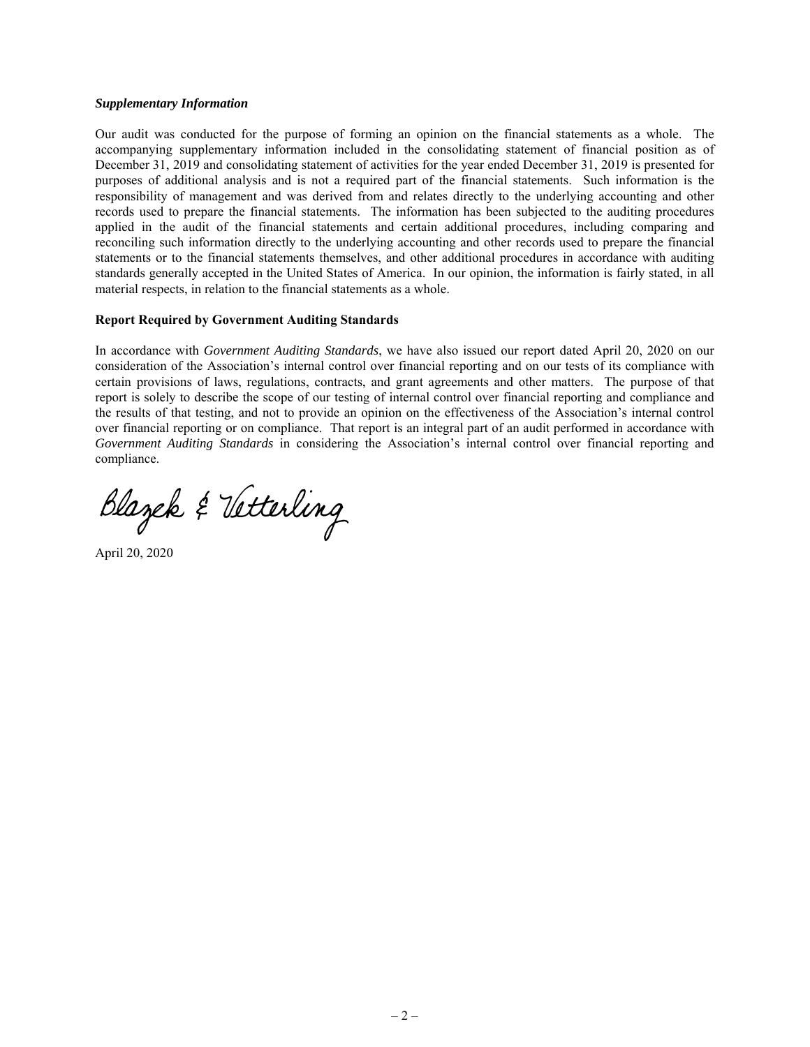***Supplementary Information***

Our audit was conducted for the purpose of forming an opinion on the financial statements as a whole. The accompanying supplementary information included in the consolidating statement of financial position as of December 31, 2019 and consolidating statement of activities for the year ended December 31, 2019 is presented for purposes of additional analysis and is not a required part of the financial statements. Such information is the responsibility of management and was derived from and relates directly to the underlying accounting and other records used to prepare the financial statements. The information has been subjected to the auditing procedures applied in the audit of the financial statements and certain additional procedures, including comparing and reconciling such information directly to the underlying accounting and other records used to prepare the financial statements or to the financial statements themselves, and other additional procedures in accordance with auditing standards generally accepted in the United States of America. In our opinion, the information is fairly stated, in all material respects, in relation to the financial statements as a whole.

**Report Required by Government Auditing Standards**

In accordance with *Government Auditing Standards*, we have also issued our report dated April 20, 2020 on our consideration of the Association's internal control over financial reporting and on our tests of its compliance with certain provisions of laws, regulations, contracts, and grant agreements and other matters. The purpose of that report is solely to describe the scope of our testing of internal control over financial reporting and compliance and the results of that testing, and not to provide an opinion on the effectiveness of the Association's internal control over financial reporting or on compliance. That report is an integral part of an audit performed in accordance with *Government Auditing Standards* in considering the Association's internal control over financial reporting and compliance.

Blazek & Vetterling

April 20, 2020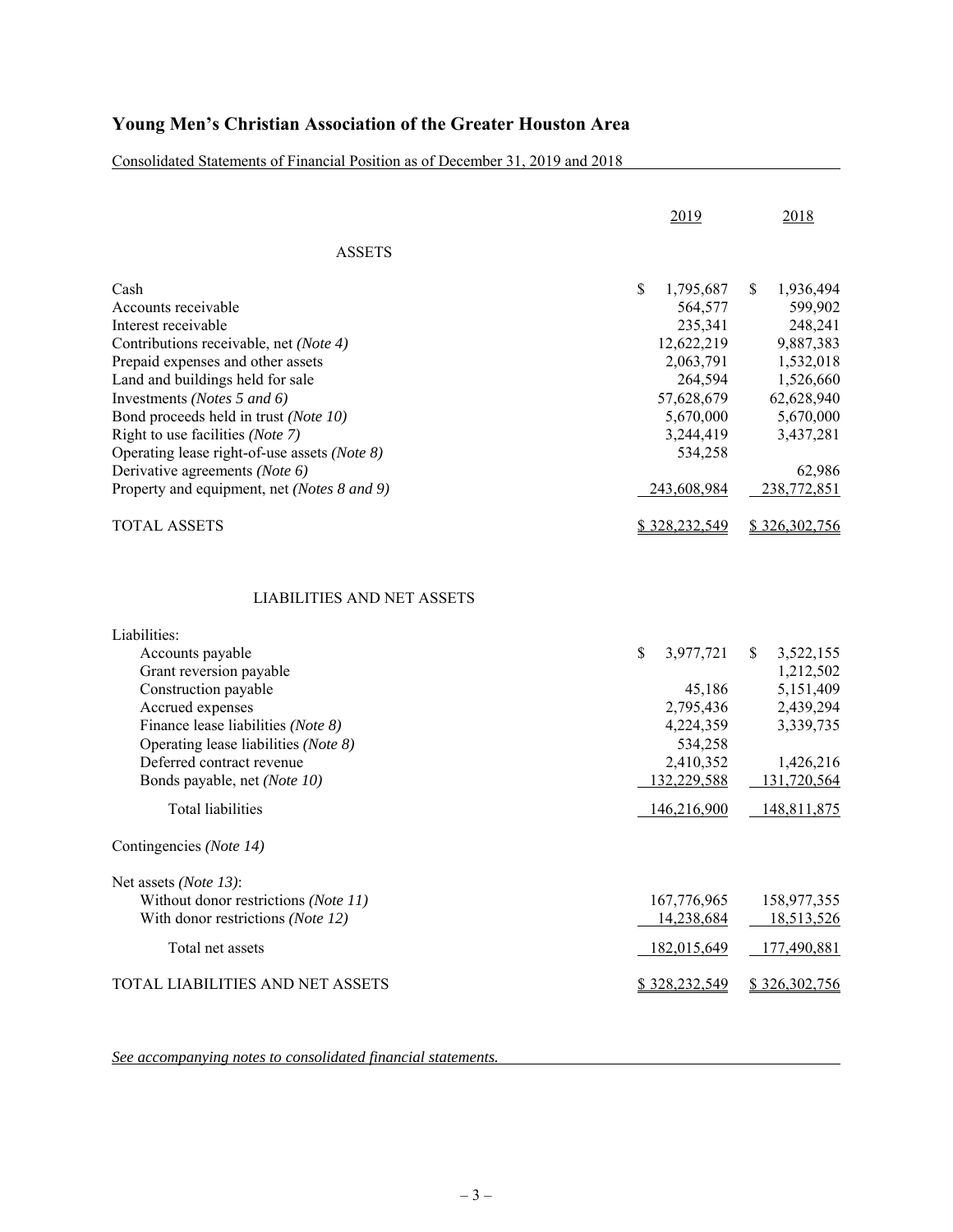# Young Men's Christian Association of the Greater Houston Area

Consolidated Statements of Financial Position as of December 31, 2019 and 2018

| | 2019 | 2018 |
|---|---|---|
| **ASSETS** | | |
| Cash | $ 1,795,687 | $ 1,936,494 |
| Accounts receivable | 564,577 | 599,902 |
| Interest receivable | 235,341 | 248,241 |
| Contributions receivable, net *(Note 4)* | 12,622,219 | 9,887,383 |
| Prepaid expenses and other assets | 2,063,791 | 1,532,018 |
| Land and buildings held for sale | 264,594 | 1,526,660 |
| Investments *(Notes 5 and 6)* | 57,628,679 | 62,628,940 |
| Bond proceeds held in trust *(Note 10)* | 5,670,000 | 5,670,000 |
| Right to use facilities *(Note 7)* | 3,244,419 | 3,437,281 |
| Operating lease right-of-use assets *(Note 8)* | 534,258 | |
| Derivative agreements *(Note 6)* | | 62,986 |
| Property and equipment, net *(Notes 8 and 9)* | 243,608,984 | 238,772,851 |
| TOTAL ASSETS | $ 328,232,549 | $ 326,302,756 |
| **LIABILITIES AND NET ASSETS** | | |
| Liabilities: | | |
| Accounts payable | $ 3,977,721 | $ 3,522,155 |
| Grant reversion payable | | 1,212,502 |
| Construction payable | 45,186 | 5,151,409 |
| Accrued expenses | 2,795,436 | 2,439,294 |
| Finance lease liabilities *(Note 8)* | 4,224,359 | 3,339,735 |
| Operating lease liabilities *(Note 8)* | 534,258 | |
| Deferred contract revenue | 2,410,352 | 1,426,216 |
| Bonds payable, net *(Note 10)* | 132,229,588 | 131,720,564 |
| Total liabilities | 146,216,900 | 148,811,875 |
| Contingencies *(Note 14)* | | |
| Net assets *(Note 13)*: | | |
| Without donor restrictions *(Note 11)* | 167,776,965 | 158,977,355 |
| With donor restrictions *(Note 12)* | 14,238,684 | 18,513,526 |
| Total net assets | 182,015,649 | 177,490,881 |
| TOTAL LIABILITIES AND NET ASSETS | $ 328,232,549 | $ 326,302,756 |

*See accompanying notes to consolidated financial statements.*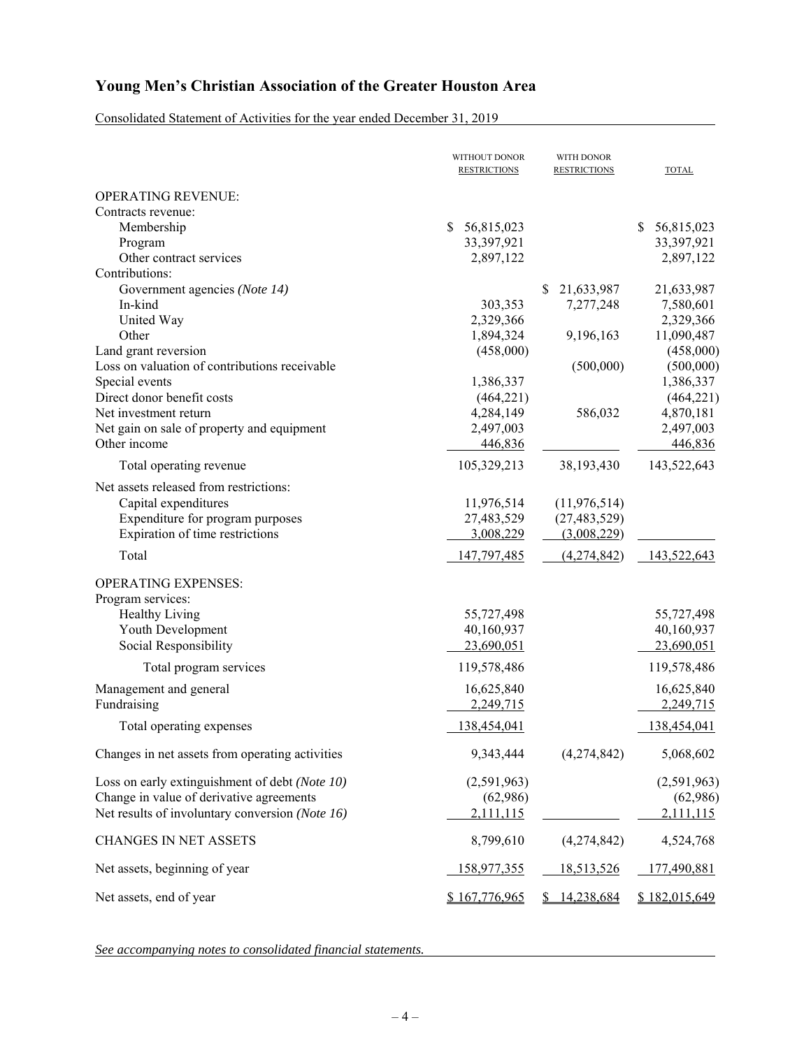# Young Men's Christian Association of the Greater Houston Area

Consolidated Statement of Activities for the year ended December 31, 2019

| | WITHOUT DONOR RESTRICTIONS | WITH DONOR RESTRICTIONS | TOTAL |
|---|---|---|---|
| OPERATING REVENUE: | | | |
| Contracts revenue: | | | |
| Membership | $ 56,815,023 | | $ 56,815,023 |
| Program | 33,397,921 | | 33,397,921 |
| Other contract services | 2,897,122 | | 2,897,122 |
| Contributions: | | | |
| Government agencies *(Note 14)* | | $ 21,633,987 | 21,633,987 |
| In-kind | 303,353 | 7,277,248 | 7,580,601 |
| United Way | 2,329,366 | | 2,329,366 |
| Other | 1,894,324 | 9,196,163 | 11,090,487 |
| Land grant reversion | (458,000) | | (458,000) |
| Loss on valuation of contributions receivable | | (500,000) | (500,000) |
| Special events | 1,386,337 | | 1,386,337 |
| Direct donor benefit costs | (464,221) | | (464,221) |
| Net investment return | 4,284,149 | 586,032 | 4,870,181 |
| Net gain on sale of property and equipment | 2,497,003 | | 2,497,003 |
| Other income | 446,836 | | 446,836 |
| Total operating revenue | 105,329,213 | 38,193,430 | 143,522,643 |
| Net assets released from restrictions: | | | |
| Capital expenditures | 11,976,514 | (11,976,514) | |
| Expenditure for program purposes | 27,483,529 | (27,483,529) | |
| Expiration of time restrictions | 3,008,229 | (3,008,229) | |
| Total | 147,797,485 | (4,274,842) | 143,522,643 |
| OPERATING EXPENSES: | | | |
| Program services: | | | |
| Healthy Living | 55,727,498 | | 55,727,498 |
| Youth Development | 40,160,937 | | 40,160,937 |
| Social Responsibility | 23,690,051 | | 23,690,051 |
| Total program services | 119,578,486 | | 119,578,486 |
| Management and general | 16,625,840 | | 16,625,840 |
| Fundraising | 2,249,715 | | 2,249,715 |
| Total operating expenses | 138,454,041 | | 138,454,041 |
| Changes in net assets from operating activities | 9,343,444 | (4,274,842) | 5,068,602 |
| Loss on early extinguishment of debt *(Note 10)* | (2,591,963) | | (2,591,963) |
| Change in value of derivative agreements | (62,986) | | (62,986) |
| Net results of involuntary conversion *(Note 16)* | 2,111,115 | | 2,111,115 |
| CHANGES IN NET ASSETS | 8,799,610 | (4,274,842) | 4,524,768 |
| Net assets, beginning of year | 158,977,355 | 18,513,526 | 177,490,881 |
| Net assets, end of year | $ 167,776,965 | $ 14,238,684 | $ 182,015,649 |

*See accompanying notes to consolidated financial statements.*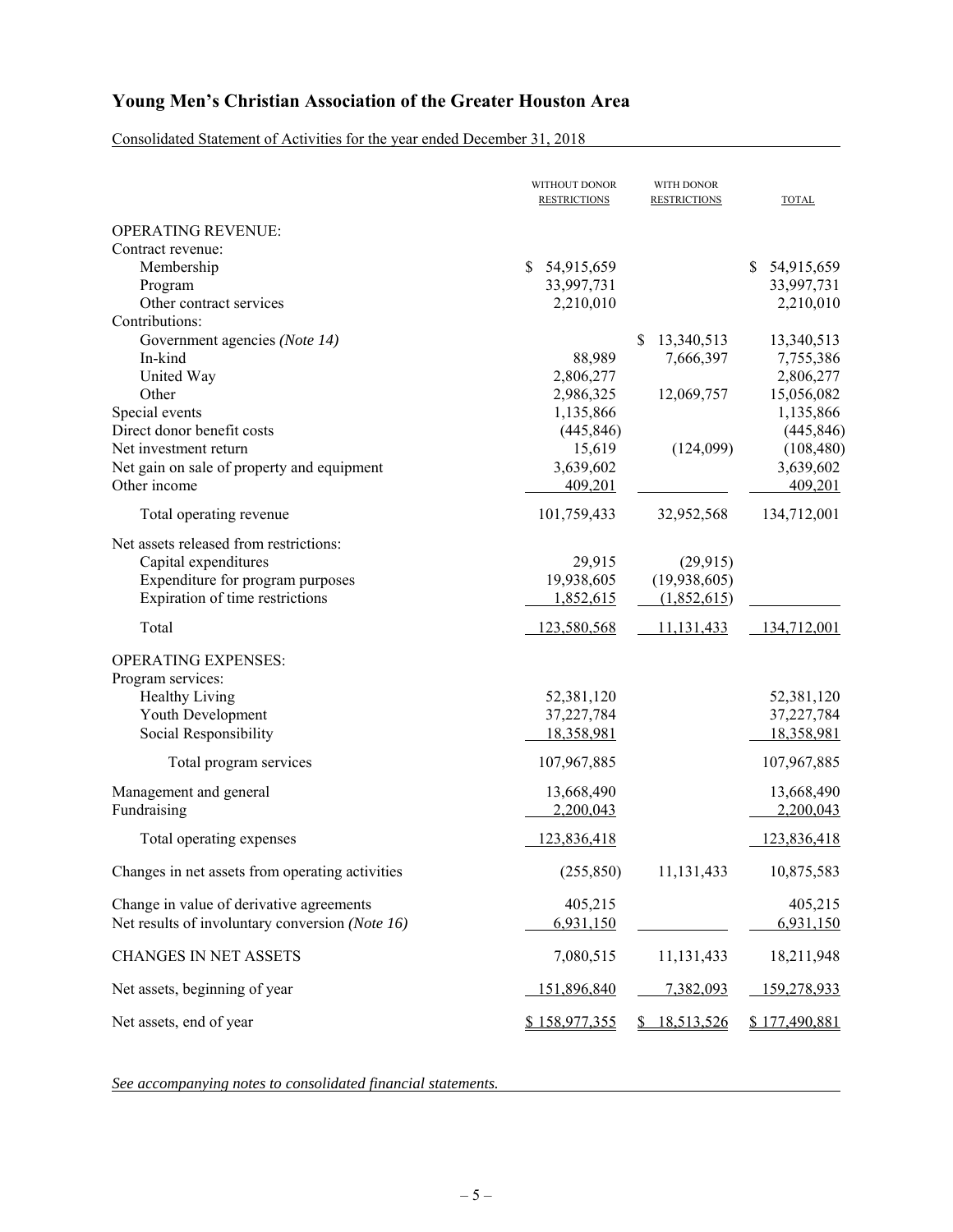# Young Men's Christian Association of the Greater Houston Area

Consolidated Statement of Activities for the year ended December 31, 2018

| | WITHOUT DONOR RESTRICTIONS | WITH DONOR RESTRICTIONS | TOTAL |
|---|---|---|---|
| OPERATING REVENUE: | | | |
| Contract revenue: | | | |
| Membership | $ 54,915,659 | | $ 54,915,659 |
| Program | 33,997,731 | | 33,997,731 |
| Other contract services | 2,210,010 | | 2,210,010 |
| Contributions: | | | |
| Government agencies *(Note 14)* | | $ 13,340,513 | 13,340,513 |
| In-kind | 88,989 | 7,666,397 | 7,755,386 |
| United Way | 2,806,277 | | 2,806,277 |
| Other | 2,986,325 | 12,069,757 | 15,056,082 |
| Special events | 1,135,866 | | 1,135,866 |
| Direct donor benefit costs | (445,846) | | (445,846) |
| Net investment return | 15,619 | (124,099) | (108,480) |
| Net gain on sale of property and equipment | 3,639,602 | | 3,639,602 |
| Other income | 409,201 | | 409,201 |
| Total operating revenue | 101,759,433 | 32,952,568 | 134,712,001 |
| Net assets released from restrictions: | | | |
| Capital expenditures | 29,915 | (29,915) | |
| Expenditure for program purposes | 19,938,605 | (19,938,605) | |
| Expiration of time restrictions | 1,852,615 | (1,852,615) | |
| Total | 123,580,568 | 11,131,433 | 134,712,001 |
| OPERATING EXPENSES: | | | |
| Program services: | | | |
| Healthy Living | 52,381,120 | | 52,381,120 |
| Youth Development | 37,227,784 | | 37,227,784 |
| Social Responsibility | 18,358,981 | | 18,358,981 |
| Total program services | 107,967,885 | | 107,967,885 |
| Management and general | 13,668,490 | | 13,668,490 |
| Fundraising | 2,200,043 | | 2,200,043 |
| Total operating expenses | 123,836,418 | | 123,836,418 |
| Changes in net assets from operating activities | (255,850) | 11,131,433 | 10,875,583 |
| Change in value of derivative agreements | 405,215 | | 405,215 |
| Net results of involuntary conversion *(Note 16)* | 6,931,150 | | 6,931,150 |
| CHANGES IN NET ASSETS | 7,080,515 | 11,131,433 | 18,211,948 |
| Net assets, beginning of year | 151,896,840 | 7,382,093 | 159,278,933 |
| Net assets, end of year | $ 158,977,355 | $ 18,513,526 | $ 177,490,881 |

*See accompanying notes to consolidated financial statements.*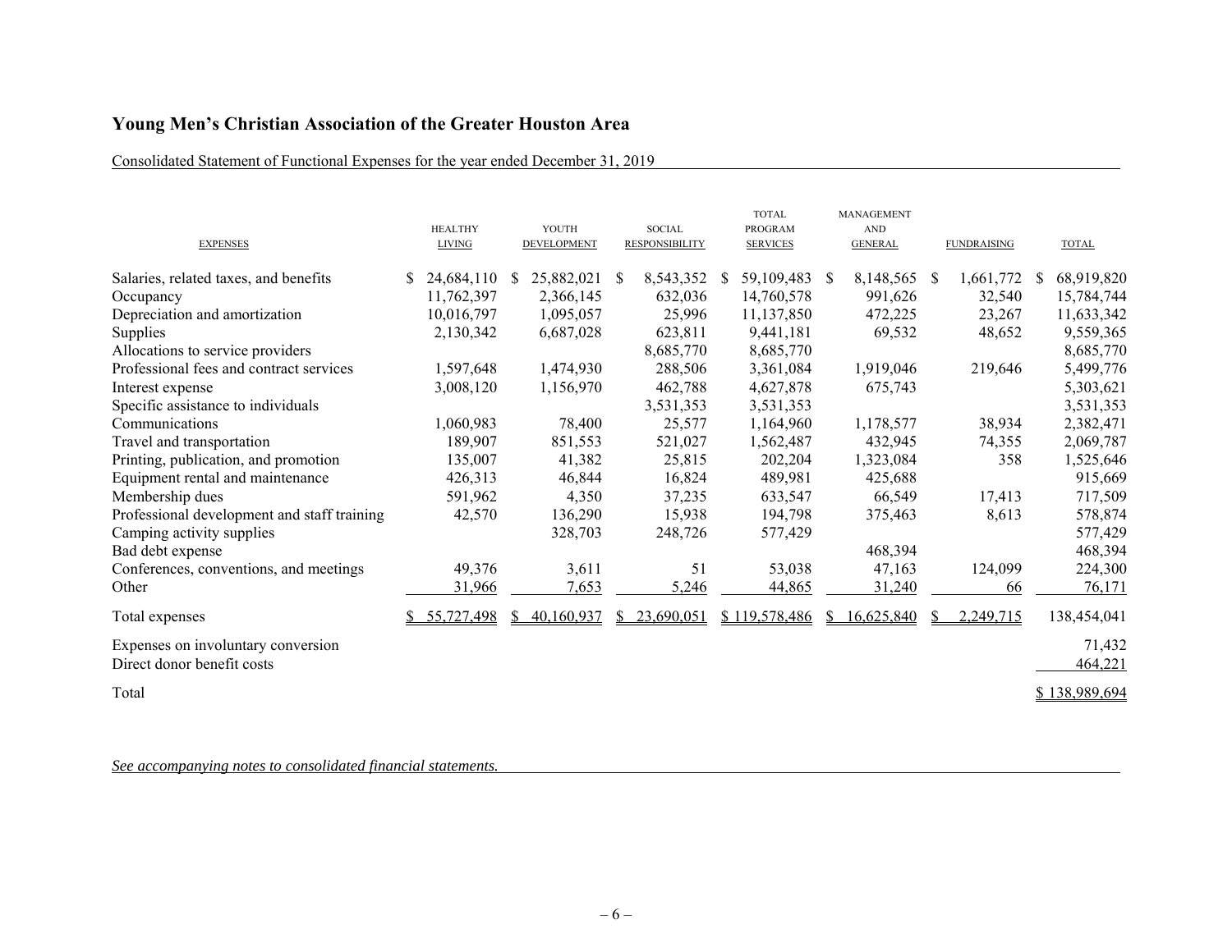# Young Men's Christian Association of the Greater Houston Area

Consolidated Statement of Functional Expenses for the year ended December 31, 2019

| EXPENSES | HEALTHY LIVING | YOUTH DEVELOPMENT | SOCIAL RESPONSIBILITY | TOTAL PROGRAM SERVICES | MANAGEMENT AND GENERAL | FUNDRAISING | TOTAL |
|---|---|---|---|---|---|---|---|
| Salaries, related taxes, and benefits | $ 24,684,110 | $ 25,882,021 | $ 8,543,352 | $ 59,109,483 | $ 8,148,565 | $ 1,661,772 | $ 68,919,820 |
| Occupancy | 11,762,397 | 2,366,145 | 632,036 | 14,760,578 | 991,626 | 32,540 | 15,784,744 |
| Depreciation and amortization | 10,016,797 | 1,095,057 | 25,996 | 11,137,850 | 472,225 | 23,267 | 11,633,342 |
| Supplies | 2,130,342 | 6,687,028 | 623,811 | 9,441,181 | 69,532 | 48,652 | 9,559,365 |
| Allocations to service providers | | | 8,685,770 | 8,685,770 | | | 8,685,770 |
| Professional fees and contract services | 1,597,648 | 1,474,930 | 288,506 | 3,361,084 | 1,919,046 | 219,646 | 5,499,776 |
| Interest expense | 3,008,120 | 1,156,970 | 462,788 | 4,627,878 | 675,743 | | 5,303,621 |
| Specific assistance to individuals | | | 3,531,353 | 3,531,353 | | | 3,531,353 |
| Communications | 1,060,983 | 78,400 | 25,577 | 1,164,960 | 1,178,577 | 38,934 | 2,382,471 |
| Travel and transportation | 189,907 | 851,553 | 521,027 | 1,562,487 | 432,945 | 74,355 | 2,069,787 |
| Printing, publication, and promotion | 135,007 | 41,382 | 25,815 | 202,204 | 1,323,084 | 358 | 1,525,646 |
| Equipment rental and maintenance | 426,313 | 46,844 | 16,824 | 489,981 | 425,688 | | 915,669 |
| Membership dues | 591,962 | 4,350 | 37,235 | 633,547 | 66,549 | 17,413 | 717,509 |
| Professional development and staff training | 42,570 | 136,290 | 15,938 | 194,798 | 375,463 | 8,613 | 578,874 |
| Camping activity supplies | | 328,703 | 248,726 | 577,429 | | | 577,429 |
| Bad debt expense | | | | | 468,394 | | 468,394 |
| Conferences, conventions, and meetings | 49,376 | 3,611 | 51 | 53,038 | 47,163 | 124,099 | 224,300 |
| Other | 31,966 | 7,653 | 5,246 | 44,865 | 31,240 | 66 | 76,171 |
| Total expenses | $ 55,727,498 | $ 40,160,937 | $ 23,690,051 | $ 119,578,486 | $ 16,625,840 | $ 2,249,715 | 138,454,041 |
| Expenses on involuntary conversion | | | | | | | 71,432 |
| Direct donor benefit costs | | | | | | | 464,221 |
| Total | | | | | | | $ 138,989,694 |

*See accompanying notes to consolidated financial statements.*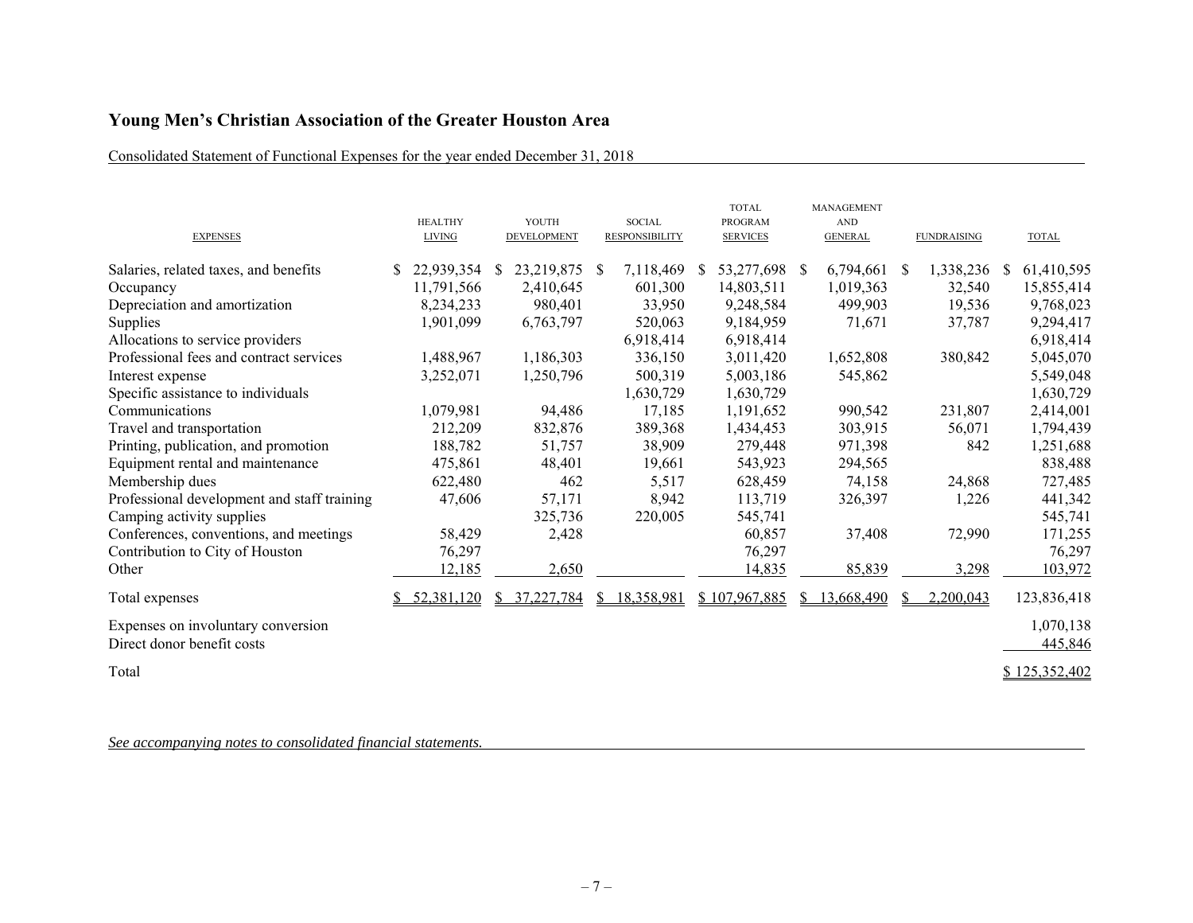# Young Men's Christian Association of the Greater Houston Area

Consolidated Statement of Functional Expenses for the year ended December 31, 2018

| EXPENSES | HEALTHY LIVING | YOUTH DEVELOPMENT | SOCIAL RESPONSIBILITY | TOTAL PROGRAM SERVICES | MANAGEMENT AND GENERAL | FUNDRAISING | TOTAL |
|---|---|---|---|---|---|---|---|
| Salaries, related taxes, and benefits | $ 22,939,354 | $ 23,219,875 | $ 7,118,469 | $ 53,277,698 | $ 6,794,661 | $ 1,338,236 | $ 61,410,595 |
| Occupancy | 11,791,566 | 2,410,645 | 601,300 | 14,803,511 | 1,019,363 | 32,540 | 15,855,414 |
| Depreciation and amortization | 8,234,233 | 980,401 | 33,950 | 9,248,584 | 499,903 | 19,536 | 9,768,023 |
| Supplies | 1,901,099 | 6,763,797 | 520,063 | 9,184,959 | 71,671 | 37,787 | 9,294,417 |
| Allocations to service providers | | | 6,918,414 | 6,918,414 | | | 6,918,414 |
| Professional fees and contract services | 1,488,967 | 1,186,303 | 336,150 | 3,011,420 | 1,652,808 | 380,842 | 5,045,070 |
| Interest expense | 3,252,071 | 1,250,796 | 500,319 | 5,003,186 | 545,862 | | 5,549,048 |
| Specific assistance to individuals | | | 1,630,729 | 1,630,729 | | | 1,630,729 |
| Communications | 1,079,981 | 94,486 | 17,185 | 1,191,652 | 990,542 | 231,807 | 2,414,001 |
| Travel and transportation | 212,209 | 832,876 | 389,368 | 1,434,453 | 303,915 | 56,071 | 1,794,439 |
| Printing, publication, and promotion | 188,782 | 51,757 | 38,909 | 279,448 | 971,398 | 842 | 1,251,688 |
| Equipment rental and maintenance | 475,861 | 48,401 | 19,661 | 543,923 | 294,565 | | 838,488 |
| Membership dues | 622,480 | 462 | 5,517 | 628,459 | 74,158 | 24,868 | 727,485 |
| Professional development and staff training | 47,606 | 57,171 | 8,942 | 113,719 | 326,397 | 1,226 | 441,342 |
| Camping activity supplies | | 325,736 | 220,005 | 545,741 | | | 545,741 |
| Conferences, conventions, and meetings | 58,429 | 2,428 | | 60,857 | 37,408 | 72,990 | 171,255 |
| Contribution to City of Houston | 76,297 | | | 76,297 | | | 76,297 |
| Other | 12,185 | 2,650 | | 14,835 | 85,839 | 3,298 | 103,972 |
| Total expenses | $ 52,381,120 | $ 37,227,784 | $ 18,358,981 | $ 107,967,885 | $ 13,668,490 | $ 2,200,043 | 123,836,418 |
| Expenses on involuntary conversion | | | | | | | 1,070,138 |
| Direct donor benefit costs | | | | | | | 445,846 |
| Total | | | | | | | $ 125,352,402 |

*See accompanying notes to consolidated financial statements.*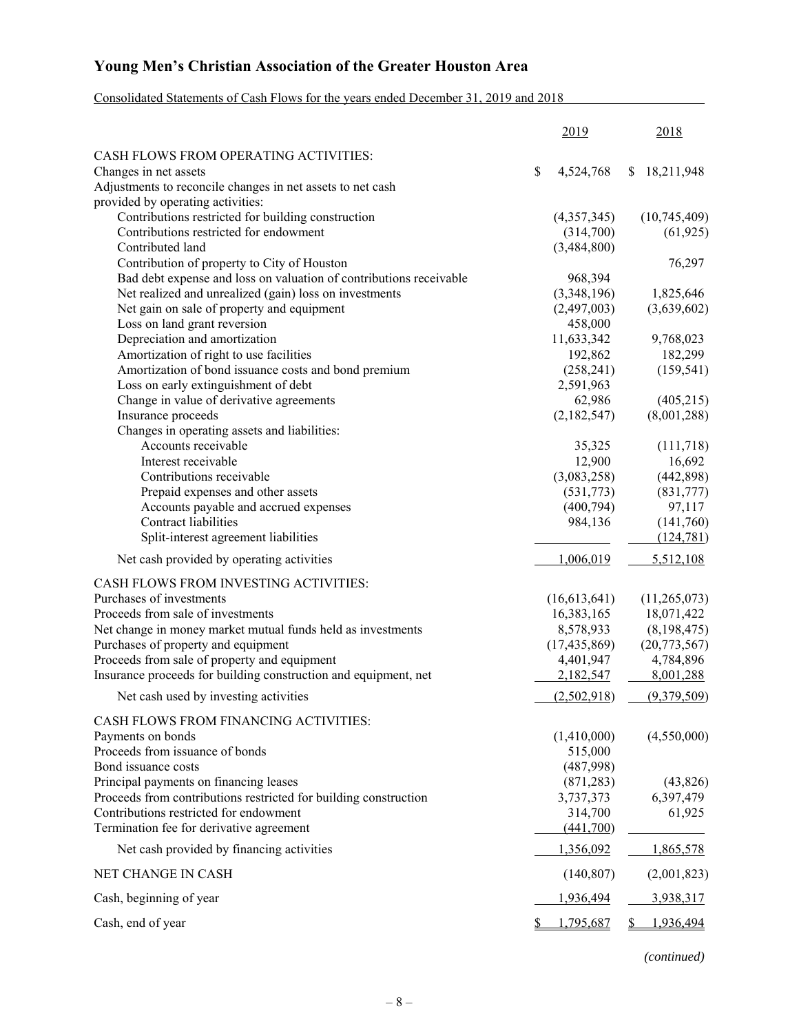# Young Men's Christian Association of the Greater Houston Area

Consolidated Statements of Cash Flows for the years ended December 31, 2019 and 2018

| | 2019 | 2018 |
|---|---|---|
| CASH FLOWS FROM OPERATING ACTIVITIES: | | |
| Changes in net assets | $ 4,524,768 | $ 18,211,948 |
| Adjustments to reconcile changes in net assets to net cash provided by operating activities: | | |
| Contributions restricted for building construction | (4,357,345) | (10,745,409) |
| Contributions restricted for endowment | (314,700) | (61,925) |
| Contributed land | (3,484,800) | |
| Contribution of property to City of Houston | | 76,297 |
| Bad debt expense and loss on valuation of contributions receivable | 968,394 | |
| Net realized and unrealized (gain) loss on investments | (3,348,196) | 1,825,646 |
| Net gain on sale of property and equipment | (2,497,003) | (3,639,602) |
| Loss on land grant reversion | 458,000 | |
| Depreciation and amortization | 11,633,342 | 9,768,023 |
| Amortization of right to use facilities | 192,862 | 182,299 |
| Amortization of bond issuance costs and bond premium | (258,241) | (159,541) |
| Loss on early extinguishment of debt | 2,591,963 | |
| Change in value of derivative agreements | 62,986 | (405,215) |
| Insurance proceeds | (2,182,547) | (8,001,288) |
| Changes in operating assets and liabilities: | | |
| Accounts receivable | 35,325 | (111,718) |
| Interest receivable | 12,900 | 16,692 |
| Contributions receivable | (3,083,258) | (442,898) |
| Prepaid expenses and other assets | (531,773) | (831,777) |
| Accounts payable and accrued expenses | (400,794) | 97,117 |
| Contract liabilities | 984,136 | (141,760) |
| Split-interest agreement liabilities | | (124,781) |
| Net cash provided by operating activities | 1,006,019 | 5,512,108 |
| CASH FLOWS FROM INVESTING ACTIVITIES: | | |
| Purchases of investments | (16,613,641) | (11,265,073) |
| Proceeds from sale of investments | 16,383,165 | 18,071,422 |
| Net change in money market mutual funds held as investments | 8,578,933 | (8,198,475) |
| Purchases of property and equipment | (17,435,869) | (20,773,567) |
| Proceeds from sale of property and equipment | 4,401,947 | 4,784,896 |
| Insurance proceeds for building construction and equipment, net | 2,182,547 | 8,001,288 |
| Net cash used by investing activities | (2,502,918) | (9,379,509) |
| CASH FLOWS FROM FINANCING ACTIVITIES: | | |
| Payments on bonds | (1,410,000) | (4,550,000) |
| Proceeds from issuance of bonds | 515,000 | |
| Bond issuance costs | (487,998) | |
| Principal payments on financing leases | (871,283) | (43,826) |
| Proceeds from contributions restricted for building construction | 3,737,373 | 6,397,479 |
| Contributions restricted for endowment | 314,700 | 61,925 |
| Termination fee for derivative agreement | (441,700) | |
| Net cash provided by financing activities | 1,356,092 | 1,865,578 |
| NET CHANGE IN CASH | (140,807) | (2,001,823) |
| Cash, beginning of year | 1,936,494 | 3,938,317 |
| Cash, end of year | $ 1,795,687 | $ 1,936,494 |

*(continued)*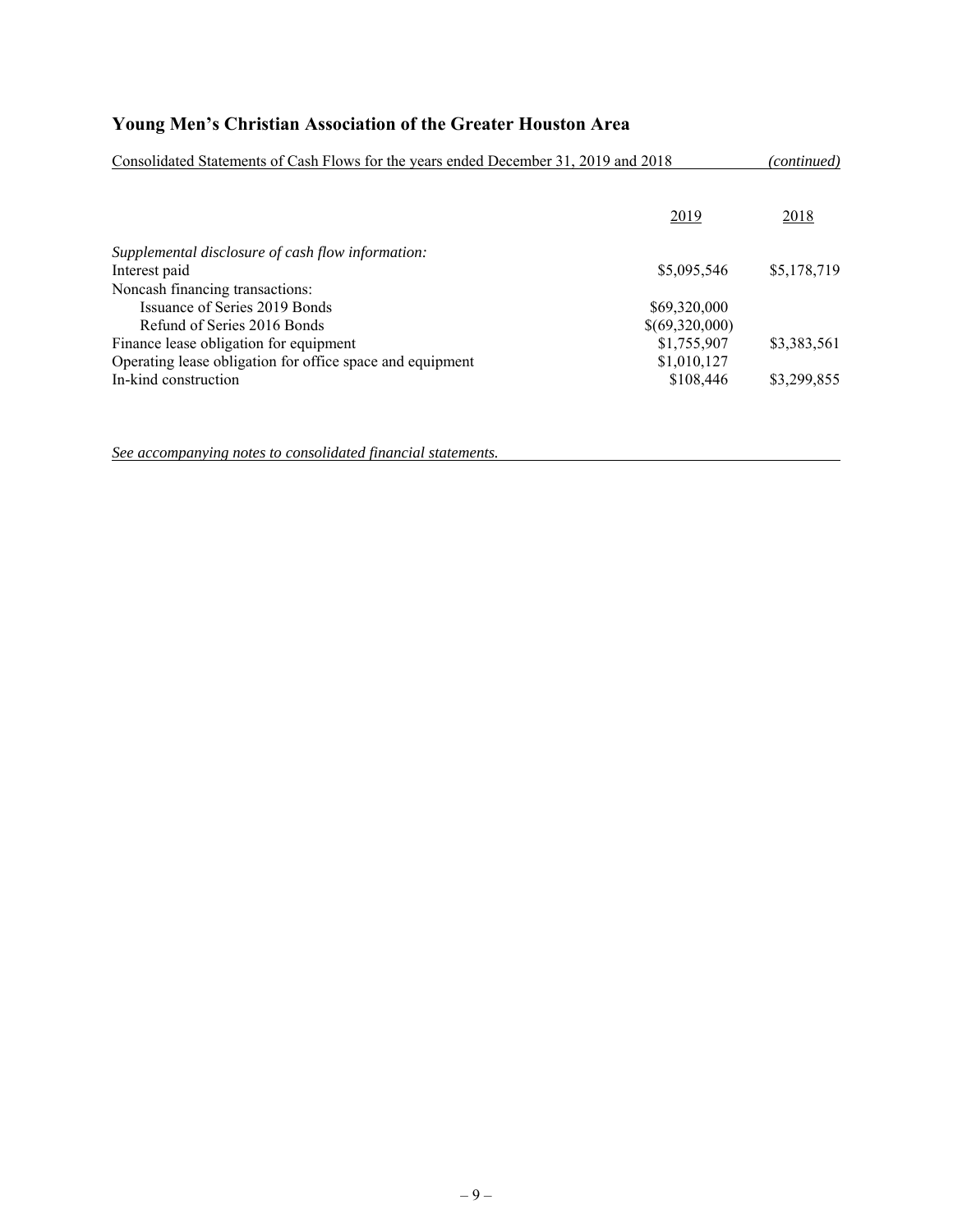## Young Men's Christian Association of the Greater Houston Area

Consolidated Statements of Cash Flows for the years ended December 31, 2019 and 2018 *(continued)*

| | 2019 | 2018 |
|---|---|---|
| *Supplemental disclosure of cash flow information:* | | |
| Interest paid | $5,095,546 | $5,178,719 |
| Noncash financing transactions: | | |
| Issuance of Series 2019 Bonds | $69,320,000 | |
| Refund of Series 2016 Bonds | $(69,320,000) | |
| Finance lease obligation for equipment | $1,755,907 | $3,383,561 |
| Operating lease obligation for office space and equipment | $1,010,127 | |
| In-kind construction | $108,446 | $3,299,855 |

*See accompanying notes to consolidated financial statements.*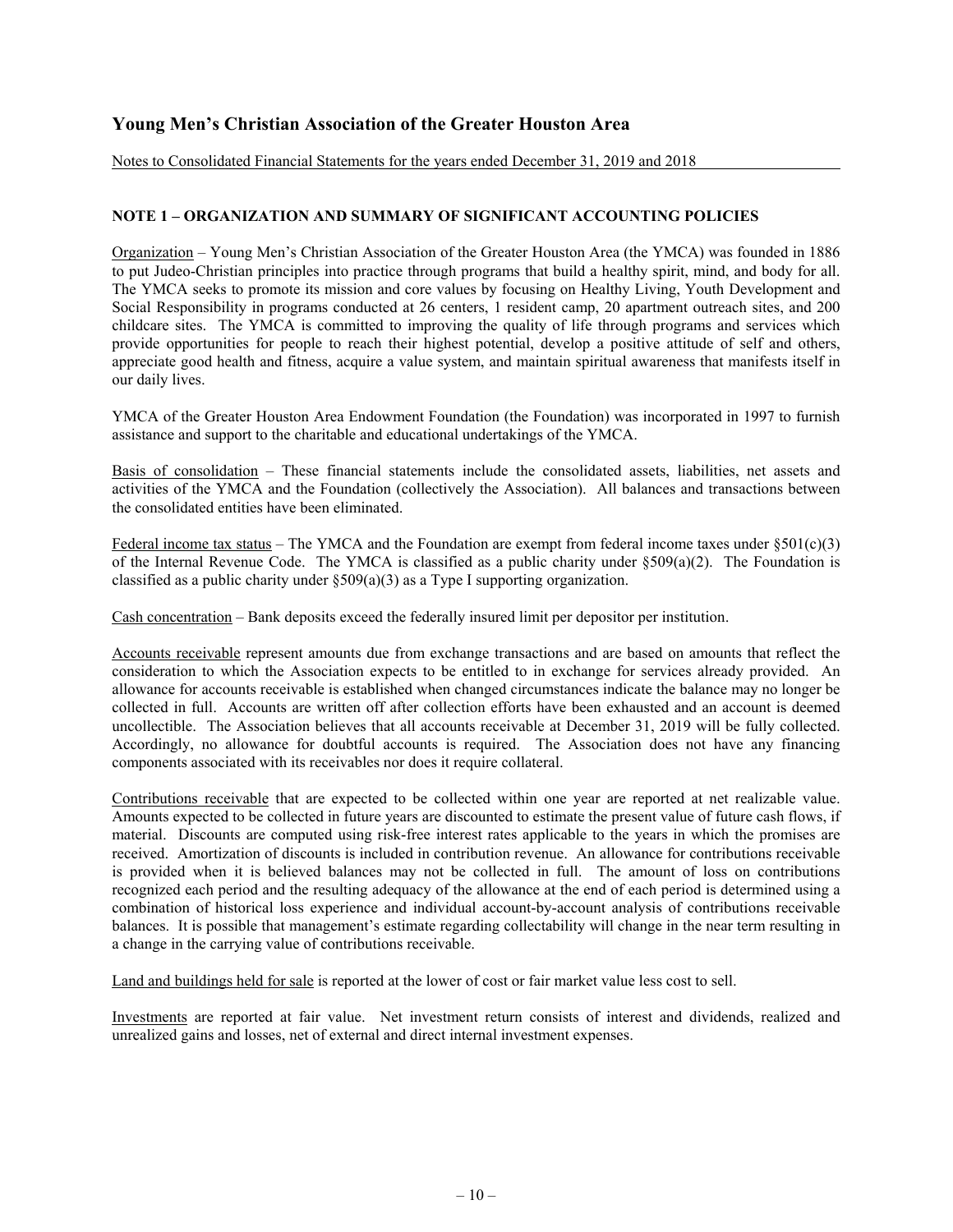# Young Men's Christian Association of the Greater Houston Area

Notes to Consolidated Financial Statements for the years ended December 31, 2019 and 2018

## NOTE 1 – ORGANIZATION AND SUMMARY OF SIGNIFICANT ACCOUNTING POLICIES

Organization – Young Men's Christian Association of the Greater Houston Area (the YMCA) was founded in 1886 to put Judeo-Christian principles into practice through programs that build a healthy spirit, mind, and body for all. The YMCA seeks to promote its mission and core values by focusing on Healthy Living, Youth Development and Social Responsibility in programs conducted at 26 centers, 1 resident camp, 20 apartment outreach sites, and 200 childcare sites. The YMCA is committed to improving the quality of life through programs and services which provide opportunities for people to reach their highest potential, develop a positive attitude of self and others, appreciate good health and fitness, acquire a value system, and maintain spiritual awareness that manifests itself in our daily lives.

YMCA of the Greater Houston Area Endowment Foundation (the Foundation) was incorporated in 1997 to furnish assistance and support to the charitable and educational undertakings of the YMCA.

Basis of consolidation – These financial statements include the consolidated assets, liabilities, net assets and activities of the YMCA and the Foundation (collectively the Association). All balances and transactions between the consolidated entities have been eliminated.

Federal income tax status – The YMCA and the Foundation are exempt from federal income taxes under §501(c)(3) of the Internal Revenue Code. The YMCA is classified as a public charity under §509(a)(2). The Foundation is classified as a public charity under §509(a)(3) as a Type I supporting organization.

Cash concentration – Bank deposits exceed the federally insured limit per depositor per institution.

Accounts receivable represent amounts due from exchange transactions and are based on amounts that reflect the consideration to which the Association expects to be entitled to in exchange for services already provided. An allowance for accounts receivable is established when changed circumstances indicate the balance may no longer be collected in full. Accounts are written off after collection efforts have been exhausted and an account is deemed uncollectible. The Association believes that all accounts receivable at December 31, 2019 will be fully collected. Accordingly, no allowance for doubtful accounts is required. The Association does not have any financing components associated with its receivables nor does it require collateral.

Contributions receivable that are expected to be collected within one year are reported at net realizable value. Amounts expected to be collected in future years are discounted to estimate the present value of future cash flows, if material. Discounts are computed using risk-free interest rates applicable to the years in which the promises are received. Amortization of discounts is included in contribution revenue. An allowance for contributions receivable is provided when it is believed balances may not be collected in full. The amount of loss on contributions recognized each period and the resulting adequacy of the allowance at the end of each period is determined using a combination of historical loss experience and individual account-by-account analysis of contributions receivable balances. It is possible that management's estimate regarding collectability will change in the near term resulting in a change in the carrying value of contributions receivable.

Land and buildings held for sale is reported at the lower of cost or fair market value less cost to sell.

Investments are reported at fair value. Net investment return consists of interest and dividends, realized and unrealized gains and losses, net of external and direct internal investment expenses.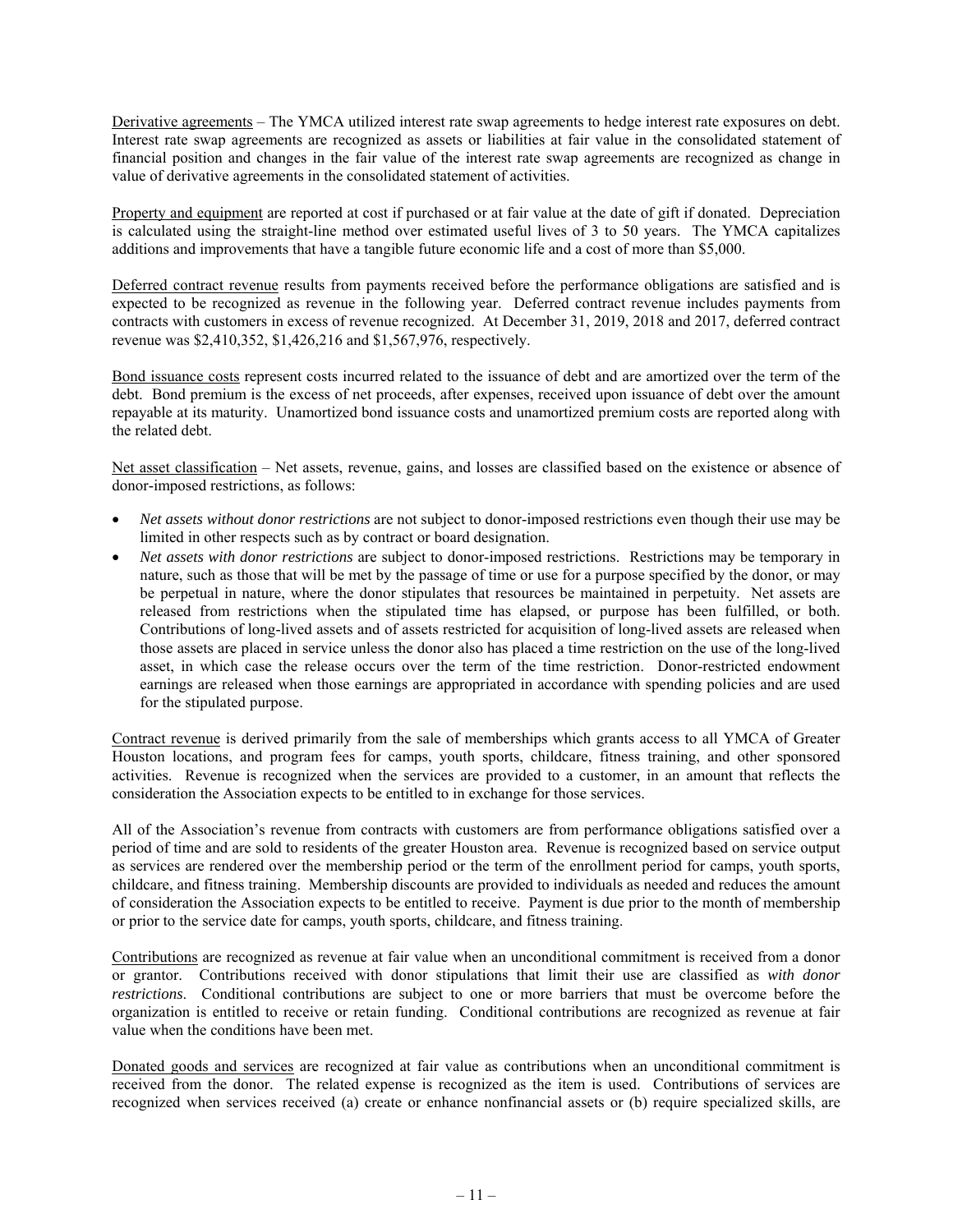Derivative agreements – The YMCA utilized interest rate swap agreements to hedge interest rate exposures on debt. Interest rate swap agreements are recognized as assets or liabilities at fair value in the consolidated statement of financial position and changes in the fair value of the interest rate swap agreements are recognized as change in value of derivative agreements in the consolidated statement of activities.

Property and equipment are reported at cost if purchased or at fair value at the date of gift if donated. Depreciation is calculated using the straight-line method over estimated useful lives of 3 to 50 years. The YMCA capitalizes additions and improvements that have a tangible future economic life and a cost of more than $5,000.

Deferred contract revenue results from payments received before the performance obligations are satisfied and is expected to be recognized as revenue in the following year. Deferred contract revenue includes payments from contracts with customers in excess of revenue recognized. At December 31, 2019, 2018 and 2017, deferred contract revenue was $2,410,352, $1,426,216 and $1,567,976, respectively.

Bond issuance costs represent costs incurred related to the issuance of debt and are amortized over the term of the debt. Bond premium is the excess of net proceeds, after expenses, received upon issuance of debt over the amount repayable at its maturity. Unamortized bond issuance costs and unamortized premium costs are reported along with the related debt.

Net asset classification – Net assets, revenue, gains, and losses are classified based on the existence or absence of donor-imposed restrictions, as follows:

- *Net assets without donor restrictions* are not subject to donor-imposed restrictions even though their use may be limited in other respects such as by contract or board designation.
- *Net assets with donor restrictions* are subject to donor-imposed restrictions. Restrictions may be temporary in nature, such as those that will be met by the passage of time or use for a purpose specified by the donor, or may be perpetual in nature, where the donor stipulates that resources be maintained in perpetuity. Net assets are released from restrictions when the stipulated time has elapsed, or purpose has been fulfilled, or both. Contributions of long-lived assets and of assets restricted for acquisition of long-lived assets are released when those assets are placed in service unless the donor also has placed a time restriction on the use of the long-lived asset, in which case the release occurs over the term of the time restriction. Donor-restricted endowment earnings are released when those earnings are appropriated in accordance with spending policies and are used for the stipulated purpose.

Contract revenue is derived primarily from the sale of memberships which grants access to all YMCA of Greater Houston locations, and program fees for camps, youth sports, childcare, fitness training, and other sponsored activities. Revenue is recognized when the services are provided to a customer, in an amount that reflects the consideration the Association expects to be entitled to in exchange for those services.

All of the Association's revenue from contracts with customers are from performance obligations satisfied over a period of time and are sold to residents of the greater Houston area. Revenue is recognized based on service output as services are rendered over the membership period or the term of the enrollment period for camps, youth sports, childcare, and fitness training. Membership discounts are provided to individuals as needed and reduces the amount of consideration the Association expects to be entitled to receive. Payment is due prior to the month of membership or prior to the service date for camps, youth sports, childcare, and fitness training.

Contributions are recognized as revenue at fair value when an unconditional commitment is received from a donor or grantor. Contributions received with donor stipulations that limit their use are classified as *with donor restrictions*. Conditional contributions are subject to one or more barriers that must be overcome before the organization is entitled to receive or retain funding. Conditional contributions are recognized as revenue at fair value when the conditions have been met.

Donated goods and services are recognized at fair value as contributions when an unconditional commitment is received from the donor. The related expense is recognized as the item is used. Contributions of services are recognized when services received (a) create or enhance nonfinancial assets or (b) require specialized skills, are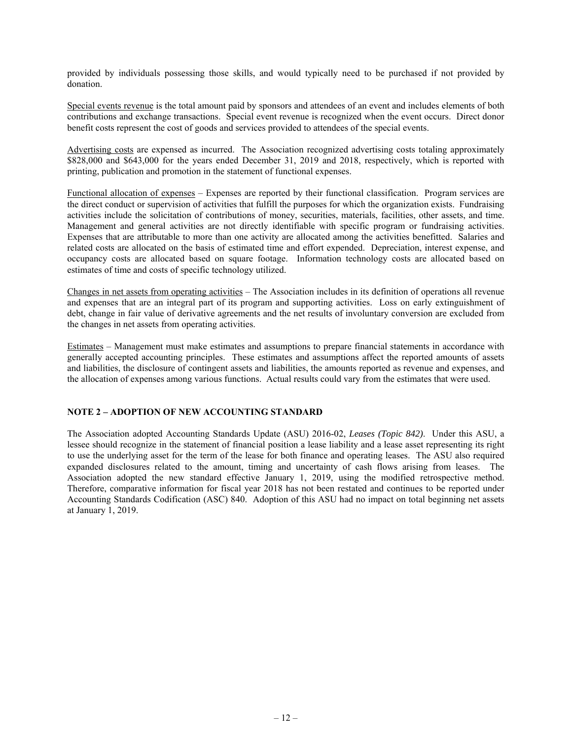provided by individuals possessing those skills, and would typically need to be purchased if not provided by donation.

Special events revenue is the total amount paid by sponsors and attendees of an event and includes elements of both contributions and exchange transactions. Special event revenue is recognized when the event occurs. Direct donor benefit costs represent the cost of goods and services provided to attendees of the special events.

Advertising costs are expensed as incurred. The Association recognized advertising costs totaling approximately \$828,000 and \$643,000 for the years ended December 31, 2019 and 2018, respectively, which is reported with printing, publication and promotion in the statement of functional expenses.

Functional allocation of expenses – Expenses are reported by their functional classification. Program services are the direct conduct or supervision of activities that fulfill the purposes for which the organization exists. Fundraising activities include the solicitation of contributions of money, securities, materials, facilities, other assets, and time. Management and general activities are not directly identifiable with specific program or fundraising activities. Expenses that are attributable to more than one activity are allocated among the activities benefitted. Salaries and related costs are allocated on the basis of estimated time and effort expended. Depreciation, interest expense, and occupancy costs are allocated based on square footage. Information technology costs are allocated based on estimates of time and costs of specific technology utilized.

Changes in net assets from operating activities – The Association includes in its definition of operations all revenue and expenses that are an integral part of its program and supporting activities. Loss on early extinguishment of debt, change in fair value of derivative agreements and the net results of involuntary conversion are excluded from the changes in net assets from operating activities.

Estimates – Management must make estimates and assumptions to prepare financial statements in accordance with generally accepted accounting principles. These estimates and assumptions affect the reported amounts of assets and liabilities, the disclosure of contingent assets and liabilities, the amounts reported as revenue and expenses, and the allocation of expenses among various functions. Actual results could vary from the estimates that were used.

## NOTE 2 – ADOPTION OF NEW ACCOUNTING STANDARD

The Association adopted Accounting Standards Update (ASU) 2016-02, *Leases (Topic 842)*. Under this ASU, a lessee should recognize in the statement of financial position a lease liability and a lease asset representing its right to use the underlying asset for the term of the lease for both finance and operating leases. The ASU also required expanded disclosures related to the amount, timing and uncertainty of cash flows arising from leases. The Association adopted the new standard effective January 1, 2019, using the modified retrospective method. Therefore, comparative information for fiscal year 2018 has not been restated and continues to be reported under Accounting Standards Codification (ASC) 840. Adoption of this ASU had no impact on total beginning net assets at January 1, 2019.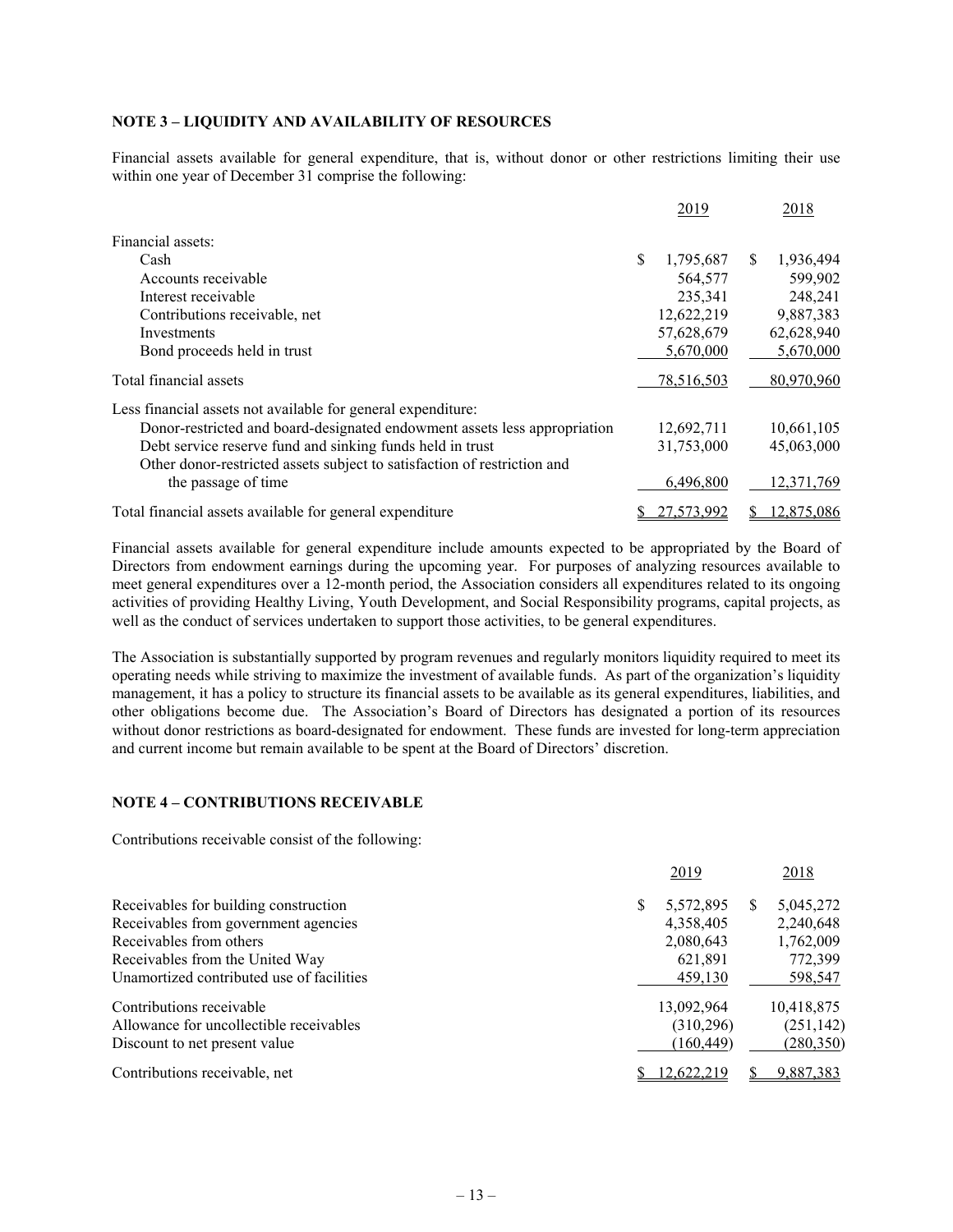## NOTE 3 – LIQUIDITY AND AVAILABILITY OF RESOURCES

Financial assets available for general expenditure, that is, without donor or other restrictions limiting their use within one year of December 31 comprise the following:

| | 2019 | 2018 |
|---|---|---|
| Financial assets: | | |
| Cash | $ 1,795,687 | $ 1,936,494 |
| Accounts receivable | 564,577 | 599,902 |
| Interest receivable | 235,341 | 248,241 |
| Contributions receivable, net | 12,622,219 | 9,887,383 |
| Investments | 57,628,679 | 62,628,940 |
| Bond proceeds held in trust | 5,670,000 | 5,670,000 |
| Total financial assets | 78,516,503 | 80,970,960 |
| Less financial assets not available for general expenditure: | | |
| Donor-restricted and board-designated endowment assets less appropriation | 12,692,711 | 10,661,105 |
| Debt service reserve fund and sinking funds held in trust | 31,753,000 | 45,063,000 |
| Other donor-restricted assets subject to satisfaction of restriction and the passage of time | 6,496,800 | 12,371,769 |
| Total financial assets available for general expenditure | $ 27,573,992 | $ 12,875,086 |

Financial assets available for general expenditure include amounts expected to be appropriated by the Board of Directors from endowment earnings during the upcoming year. For purposes of analyzing resources available to meet general expenditures over a 12-month period, the Association considers all expenditures related to its ongoing activities of providing Healthy Living, Youth Development, and Social Responsibility programs, capital projects, as well as the conduct of services undertaken to support those activities, to be general expenditures.

The Association is substantially supported by program revenues and regularly monitors liquidity required to meet its operating needs while striving to maximize the investment of available funds. As part of the organization's liquidity management, it has a policy to structure its financial assets to be available as its general expenditures, liabilities, and other obligations become due. The Association's Board of Directors has designated a portion of its resources without donor restrictions as board-designated for endowment. These funds are invested for long-term appreciation and current income but remain available to be spent at the Board of Directors' discretion.

## NOTE 4 – CONTRIBUTIONS RECEIVABLE

Contributions receivable consist of the following:

| | 2019 | 2018 |
|---|---|---|
| Receivables for building construction | $ 5,572,895 | $ 5,045,272 |
| Receivables from government agencies | 4,358,405 | 2,240,648 |
| Receivables from others | 2,080,643 | 1,762,009 |
| Receivables from the United Way | 621,891 | 772,399 |
| Unamortized contributed use of facilities | 459,130 | 598,547 |
| Contributions receivable | 13,092,964 | 10,418,875 |
| Allowance for uncollectible receivables | (310,296) | (251,142) |
| Discount to net present value | (160,449) | (280,350) |
| Contributions receivable, net | $ 12,622,219 | $ 9,887,383 |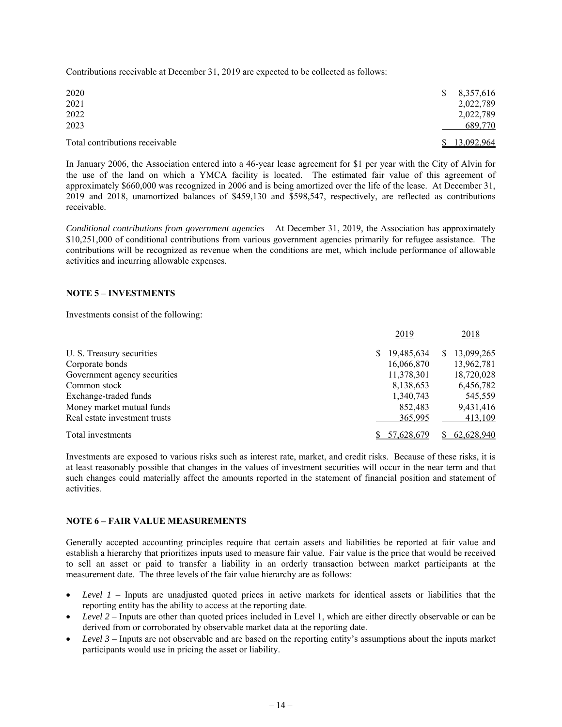Contributions receivable at December 31, 2019 are expected to be collected as follows:

| | |
|---|---|
| 2020 | $ 8,357,616 |
| 2021 | 2,022,789 |
| 2022 | 2,022,789 |
| 2023 | 689,770 |
| Total contributions receivable | $ 13,092,964 |

In January 2006, the Association entered into a 46-year lease agreement for $1 per year with the City of Alvin for the use of the land on which a YMCA facility is located. The estimated fair value of this agreement of approximately $660,000 was recognized in 2006 and is being amortized over the life of the lease. At December 31, 2019 and 2018, unamortized balances of $459,130 and $598,547, respectively, are reflected as contributions receivable.

*Conditional contributions from government agencies* – At December 31, 2019, the Association has approximately $10,251,000 of conditional contributions from various government agencies primarily for refugee assistance. The contributions will be recognized as revenue when the conditions are met, which include performance of allowable activities and incurring allowable expenses.

## NOTE 5 – INVESTMENTS

Investments consist of the following:

| | 2019 | 2018 |
|---|---|---|
| U. S. Treasury securities | $ 19,485,634 | $ 13,099,265 |
| Corporate bonds | 16,066,870 | 13,962,781 |
| Government agency securities | 11,378,301 | 18,720,028 |
| Common stock | 8,138,653 | 6,456,782 |
| Exchange-traded funds | 1,340,743 | 545,559 |
| Money market mutual funds | 852,483 | 9,431,416 |
| Real estate investment trusts | 365,995 | 413,109 |
| Total investments | $ 57,628,679 | $ 62,628,940 |

Investments are exposed to various risks such as interest rate, market, and credit risks. Because of these risks, it is at least reasonably possible that changes in the values of investment securities will occur in the near term and that such changes could materially affect the amounts reported in the statement of financial position and statement of activities.

## NOTE 6 – FAIR VALUE MEASUREMENTS

Generally accepted accounting principles require that certain assets and liabilities be reported at fair value and establish a hierarchy that prioritizes inputs used to measure fair value. Fair value is the price that would be received to sell an asset or paid to transfer a liability in an orderly transaction between market participants at the measurement date. The three levels of the fair value hierarchy are as follows:

- *Level 1* – Inputs are unadjusted quoted prices in active markets for identical assets or liabilities that the reporting entity has the ability to access at the reporting date.
- *Level 2* – Inputs are other than quoted prices included in Level 1, which are either directly observable or can be derived from or corroborated by observable market data at the reporting date.
- *Level 3* – Inputs are not observable and are based on the reporting entity's assumptions about the inputs market participants would use in pricing the asset or liability.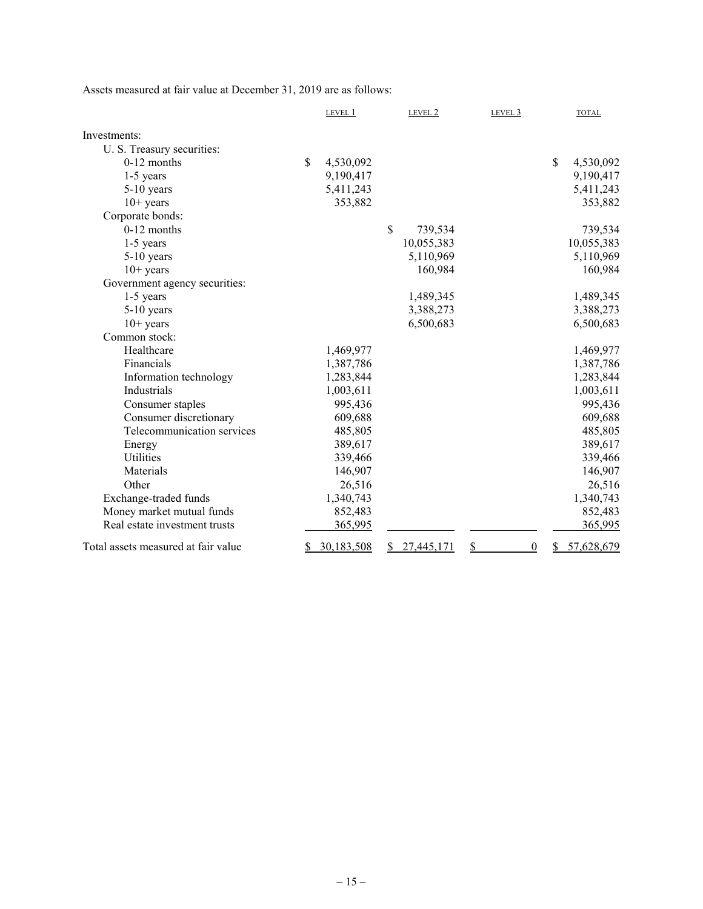Assets measured at fair value at December 31, 2019 are as follows:

| | LEVEL 1 | LEVEL 2 | LEVEL 3 | TOTAL |
|---|---|---|---|---|
| Investments: | | | | |
| U. S. Treasury securities: | | | | |
| 0-12 months | $ 4,530,092 | | | $ 4,530,092 |
| 1-5 years | 9,190,417 | | | 9,190,417 |
| 5-10 years | 5,411,243 | | | 5,411,243 |
| 10+ years | 353,882 | | | 353,882 |
| Corporate bonds: | | | | |
| 0-12 months | | $ 739,534 | | 739,534 |
| 1-5 years | | 10,055,383 | | 10,055,383 |
| 5-10 years | | 5,110,969 | | 5,110,969 |
| 10+ years | | 160,984 | | 160,984 |
| Government agency securities: | | | | |
| 1-5 years | | 1,489,345 | | 1,489,345 |
| 5-10 years | | 3,388,273 | | 3,388,273 |
| 10+ years | | 6,500,683 | | 6,500,683 |
| Common stock: | | | | |
| Healthcare | 1,469,977 | | | 1,469,977 |
| Financials | 1,387,786 | | | 1,387,786 |
| Information technology | 1,283,844 | | | 1,283,844 |
| Industrials | 1,003,611 | | | 1,003,611 |
| Consumer staples | 995,436 | | | 995,436 |
| Consumer discretionary | 609,688 | | | 609,688 |
| Telecommunication services | 485,805 | | | 485,805 |
| Energy | 389,617 | | | 389,617 |
| Utilities | 339,466 | | | 339,466 |
| Materials | 146,907 | | | 146,907 |
| Other | 26,516 | | | 26,516 |
| Exchange-traded funds | 1,340,743 | | | 1,340,743 |
| Money market mutual funds | 852,483 | | | 852,483 |
| Real estate investment trusts | 365,995 | | | 365,995 |
| Total assets measured at fair value | $ 30,183,508 | $ 27,445,171 | $ 0 | $ 57,628,679 |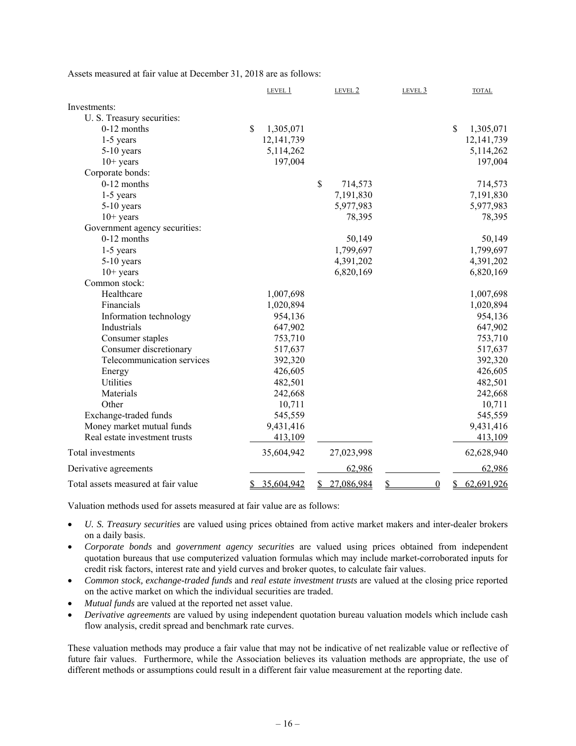Assets measured at fair value at December 31, 2018 are as follows:

| | LEVEL 1 | LEVEL 2 | LEVEL 3 | TOTAL |
|---|---|---|---|---|
| Investments: | | | | |
| U. S. Treasury securities: | | | | |
| 0-12 months | $ 1,305,071 | | | $ 1,305,071 |
| 1-5 years | 12,141,739 | | | 12,141,739 |
| 5-10 years | 5,114,262 | | | 5,114,262 |
| 10+ years | 197,004 | | | 197,004 |
| Corporate bonds: | | | | |
| 0-12 months | | $ 714,573 | | 714,573 |
| 1-5 years | | 7,191,830 | | 7,191,830 |
| 5-10 years | | 5,977,983 | | 5,977,983 |
| 10+ years | | 78,395 | | 78,395 |
| Government agency securities: | | | | |
| 0-12 months | | 50,149 | | 50,149 |
| 1-5 years | | 1,799,697 | | 1,799,697 |
| 5-10 years | | 4,391,202 | | 4,391,202 |
| 10+ years | | 6,820,169 | | 6,820,169 |
| Common stock: | | | | |
| Healthcare | 1,007,698 | | | 1,007,698 |
| Financials | 1,020,894 | | | 1,020,894 |
| Information technology | 954,136 | | | 954,136 |
| Industrials | 647,902 | | | 647,902 |
| Consumer staples | 753,710 | | | 753,710 |
| Consumer discretionary | 517,637 | | | 517,637 |
| Telecommunication services | 392,320 | | | 392,320 |
| Energy | 426,605 | | | 426,605 |
| Utilities | 482,501 | | | 482,501 |
| Materials | 242,668 | | | 242,668 |
| Other | 10,711 | | | 10,711 |
| Exchange-traded funds | 545,559 | | | 545,559 |
| Money market mutual funds | 9,431,416 | | | 9,431,416 |
| Real estate investment trusts | 413,109 | | | 413,109 |
| Total investments | 35,604,942 | 27,023,998 | | 62,628,940 |
| Derivative agreements | | 62,986 | | 62,986 |
| Total assets measured at fair value | $ 35,604,942 | $ 27,086,984 | $ 0 | $ 62,691,926 |

Valuation methods used for assets measured at fair value are as follows:

- *U. S. Treasury securities* are valued using prices obtained from active market makers and inter-dealer brokers on a daily basis.
- *Corporate bonds* and *government agency securities* are valued using prices obtained from independent quotation bureaus that use computerized valuation formulas which may include market-corroborated inputs for credit risk factors, interest rate and yield curves and broker quotes, to calculate fair values.
- *Common stock, exchange-traded funds* and *real estate investment trusts* are valued at the closing price reported on the active market on which the individual securities are traded.
- *Mutual funds* are valued at the reported net asset value.
- *Derivative agreements* are valued by using independent quotation bureau valuation models which include cash flow analysis, credit spread and benchmark rate curves.

These valuation methods may produce a fair value that may not be indicative of net realizable value or reflective of future fair values. Furthermore, while the Association believes its valuation methods are appropriate, the use of different methods or assumptions could result in a different fair value measurement at the reporting date.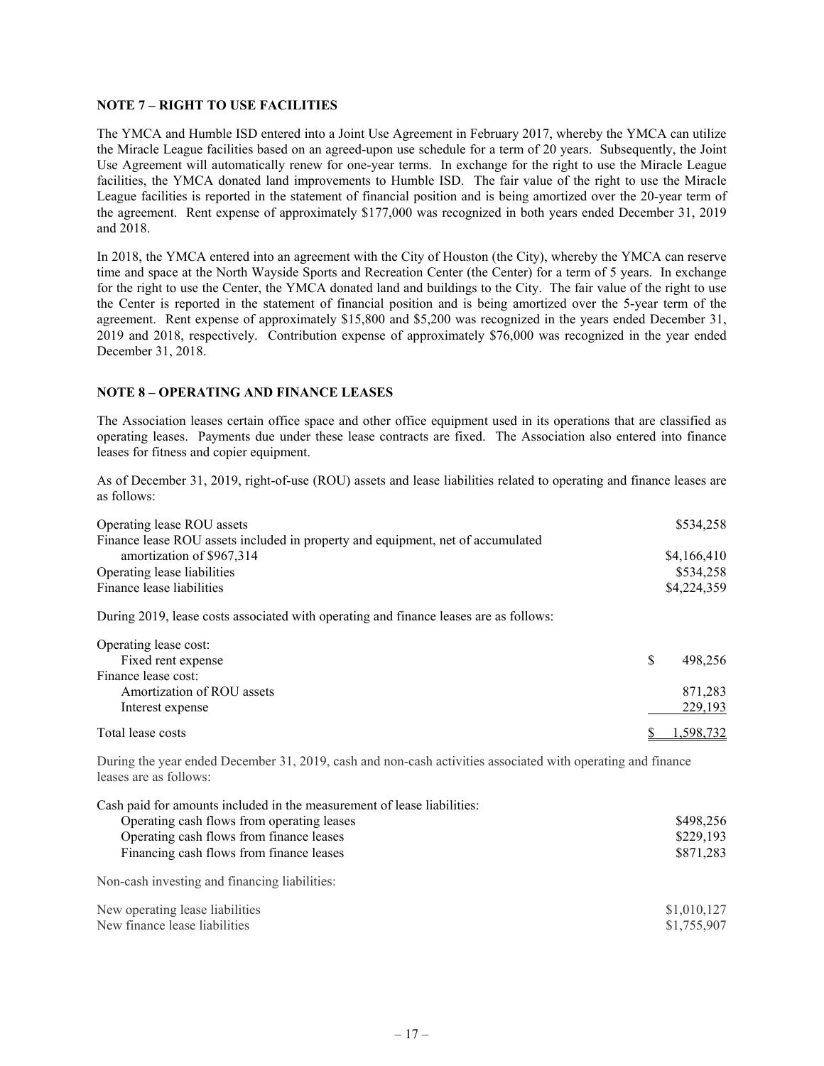## NOTE 7 – RIGHT TO USE FACILITIES

The YMCA and Humble ISD entered into a Joint Use Agreement in February 2017, whereby the YMCA can utilize the Miracle League facilities based on an agreed-upon use schedule for a term of 20 years. Subsequently, the Joint Use Agreement will automatically renew for one-year terms. In exchange for the right to use the Miracle League facilities, the YMCA donated land improvements to Humble ISD. The fair value of the right to use the Miracle League facilities is reported in the statement of financial position and is being amortized over the 20-year term of the agreement. Rent expense of approximately $177,000 was recognized in both years ended December 31, 2019 and 2018.

In 2018, the YMCA entered into an agreement with the City of Houston (the City), whereby the YMCA can reserve time and space at the North Wayside Sports and Recreation Center (the Center) for a term of 5 years. In exchange for the right to use the Center, the YMCA donated land and buildings to the City. The fair value of the right to use the Center is reported in the statement of financial position and is being amortized over the 5-year term of the agreement. Rent expense of approximately $15,800 and $5,200 was recognized in the years ended December 31, 2019 and 2018, respectively. Contribution expense of approximately $76,000 was recognized in the year ended December 31, 2018.

## NOTE 8 – OPERATING AND FINANCE LEASES

The Association leases certain office space and other office equipment used in its operations that are classified as operating leases. Payments due under these lease contracts are fixed. The Association also entered into finance leases for fitness and copier equipment.

As of December 31, 2019, right-of-use (ROU) assets and lease liabilities related to operating and finance leases are as follows:

| | |
|---|---|
| Operating lease ROU assets | $534,258 |
| Finance lease ROU assets included in property and equipment, net of accumulated amortization of $967,314 | $4,166,410 |
| Operating lease liabilities | $534,258 |
| Finance lease liabilities | $4,224,359 |

During 2019, lease costs associated with operating and finance leases are as follows:

| | |
|---|---|
| Operating lease cost: | |
| Fixed rent expense | $ 498,256 |
| Finance lease cost: | |
| Amortization of ROU assets | 871,283 |
| Interest expense | 229,193 |
| Total lease costs | $ 1,598,732 |

During the year ended December 31, 2019, cash and non-cash activities associated with operating and finance leases are as follows:

| | |
|---|---|
| Cash paid for amounts included in the measurement of lease liabilities: | |
| Operating cash flows from operating leases | $498,256 |
| Operating cash flows from finance leases | $229,193 |
| Financing cash flows from finance leases | $871,283 |
| Non-cash investing and financing liabilities: | |
| New operating lease liabilities | $1,010,127 |
| New finance lease liabilities | $1,755,907 |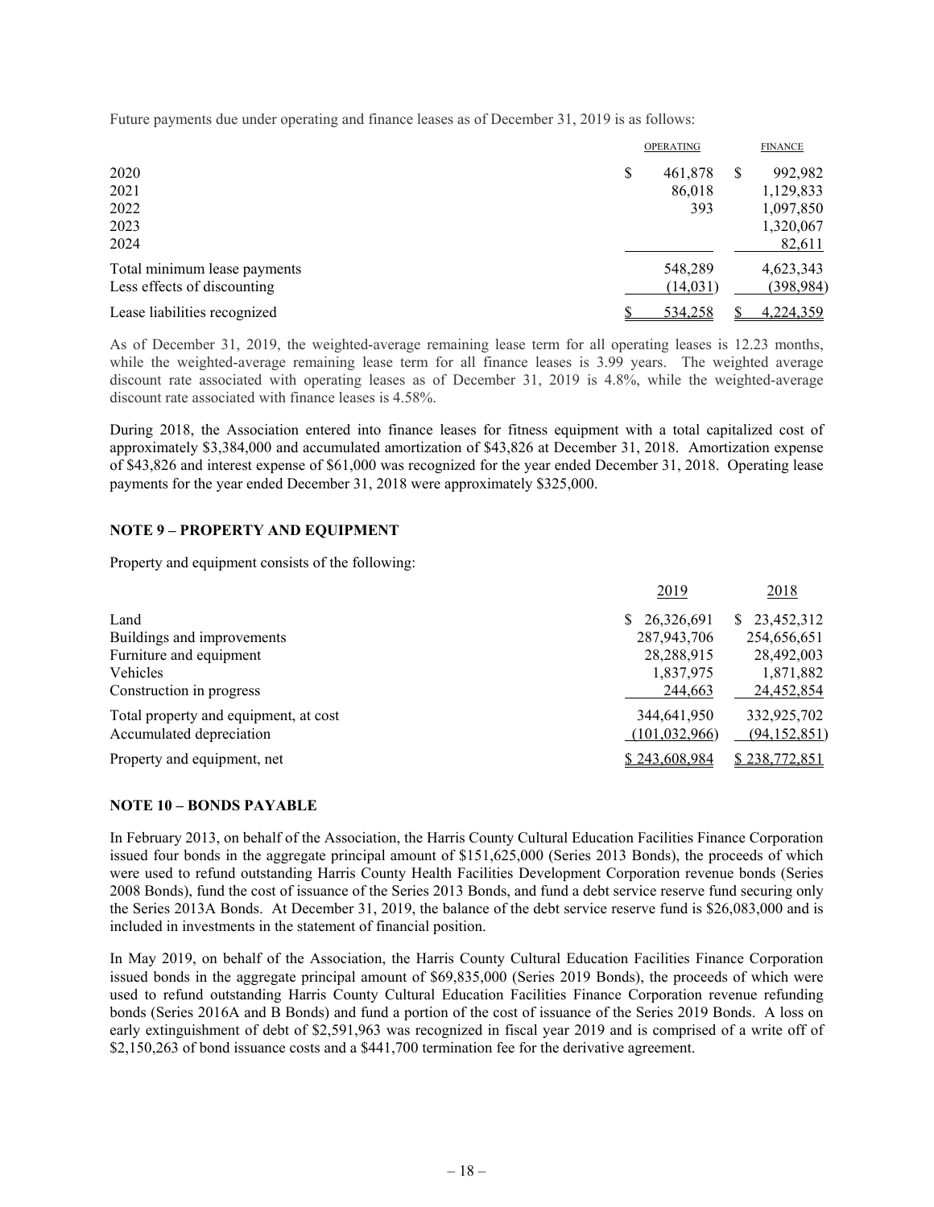Future payments due under operating and finance leases as of December 31, 2019 is as follows:

| | OPERATING | FINANCE |
|---|---|---|
| 2020 | $ 461,878 | $ 992,982 |
| 2021 | 86,018 | 1,129,833 |
| 2022 | 393 | 1,097,850 |
| 2023 | | 1,320,067 |
| 2024 | | 82,611 |
| Total minimum lease payments | 548,289 | 4,623,343 |
| Less effects of discounting | (14,031) | (398,984) |
| Lease liabilities recognized | $ 534,258 | $ 4,224,359 |

As of December 31, 2019, the weighted-average remaining lease term for all operating leases is 12.23 months, while the weighted-average remaining lease term for all finance leases is 3.99 years. The weighted average discount rate associated with operating leases as of December 31, 2019 is 4.8%, while the weighted-average discount rate associated with finance leases is 4.58%.

During 2018, the Association entered into finance leases for fitness equipment with a total capitalized cost of approximately $3,384,000 and accumulated amortization of $43,826 at December 31, 2018. Amortization expense of $43,826 and interest expense of $61,000 was recognized for the year ended December 31, 2018. Operating lease payments for the year ended December 31, 2018 were approximately $325,000.

## NOTE 9 – PROPERTY AND EQUIPMENT

Property and equipment consists of the following:

| | 2019 | 2018 |
|---|---|---|
| Land | $ 26,326,691 | $ 23,452,312 |
| Buildings and improvements | 287,943,706 | 254,656,651 |
| Furniture and equipment | 28,288,915 | 28,492,003 |
| Vehicles | 1,837,975 | 1,871,882 |
| Construction in progress | 244,663 | 24,452,854 |
| Total property and equipment, at cost | 344,641,950 | 332,925,702 |
| Accumulated depreciation | (101,032,966) | (94,152,851) |
| Property and equipment, net | $ 243,608,984 | $ 238,772,851 |

## NOTE 10 – BONDS PAYABLE

In February 2013, on behalf of the Association, the Harris County Cultural Education Facilities Finance Corporation issued four bonds in the aggregate principal amount of $151,625,000 (Series 2013 Bonds), the proceeds of which were used to refund outstanding Harris County Health Facilities Development Corporation revenue bonds (Series 2008 Bonds), fund the cost of issuance of the Series 2013 Bonds, and fund a debt service reserve fund securing only the Series 2013A Bonds. At December 31, 2019, the balance of the debt service reserve fund is $26,083,000 and is included in investments in the statement of financial position.

In May 2019, on behalf of the Association, the Harris County Cultural Education Facilities Finance Corporation issued bonds in the aggregate principal amount of $69,835,000 (Series 2019 Bonds), the proceeds of which were used to refund outstanding Harris County Cultural Education Facilities Finance Corporation revenue refunding bonds (Series 2016A and B Bonds) and fund a portion of the cost of issuance of the Series 2019 Bonds. A loss on early extinguishment of debt of $2,591,963 was recognized in fiscal year 2019 and is comprised of a write off of $2,150,263 of bond issuance costs and a $441,700 termination fee for the derivative agreement.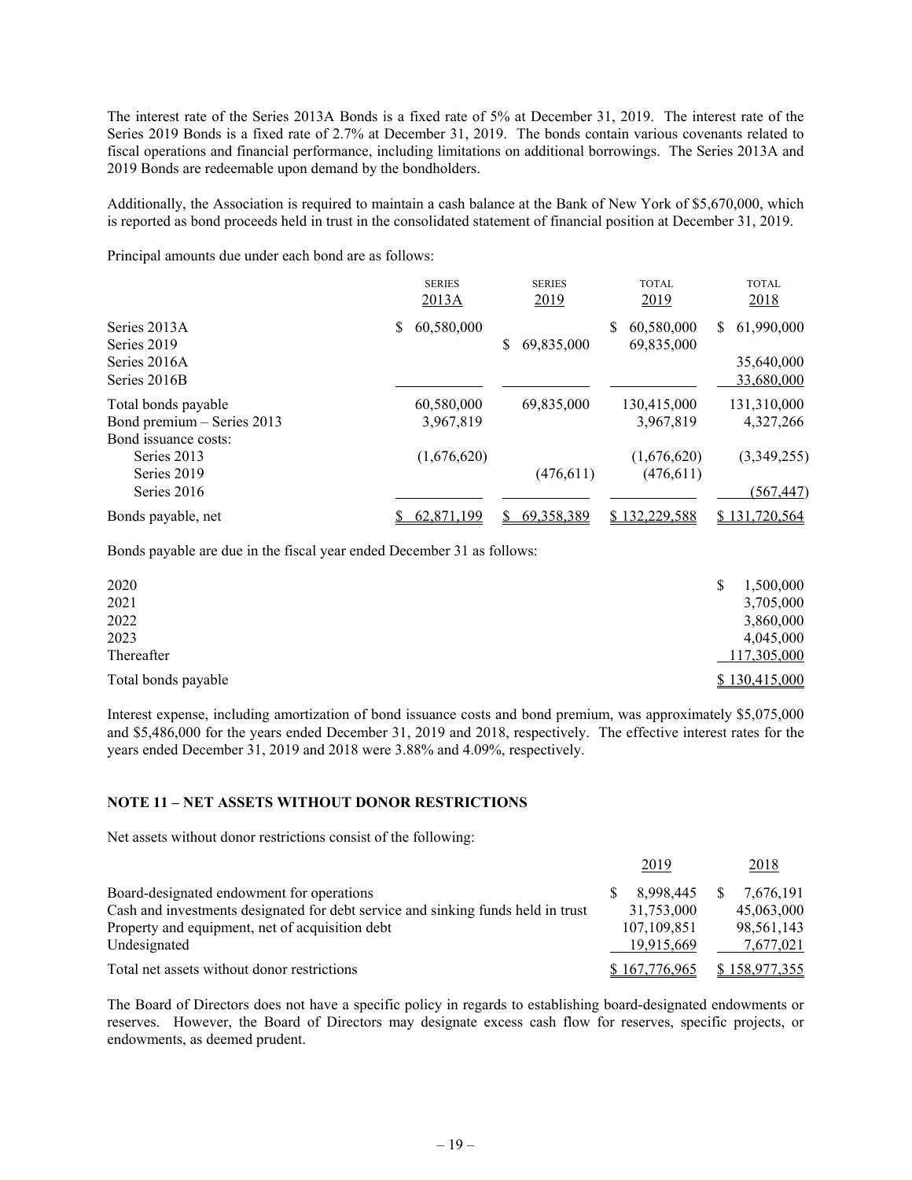The interest rate of the Series 2013A Bonds is a fixed rate of 5% at December 31, 2019. The interest rate of the Series 2019 Bonds is a fixed rate of 2.7% at December 31, 2019. The bonds contain various covenants related to fiscal operations and financial performance, including limitations on additional borrowings. The Series 2013A and 2019 Bonds are redeemable upon demand by the bondholders.

Additionally, the Association is required to maintain a cash balance at the Bank of New York of $5,670,000, which is reported as bond proceeds held in trust in the consolidated statement of financial position at December 31, 2019.

Principal amounts due under each bond are as follows:

| | SERIES 2013A | SERIES 2019 | TOTAL 2019 | TOTAL 2018 |
|---|---|---|---|---|
| Series 2013A | $ 60,580,000 | | $ 60,580,000 | $ 61,990,000 |
| Series 2019 | | $ 69,835,000 | 69,835,000 | |
| Series 2016A | | | | 35,640,000 |
| Series 2016B | | | | 33,680,000 |
| Total bonds payable | 60,580,000 | 69,835,000 | 130,415,000 | 131,310,000 |
| Bond premium – Series 2013 | 3,967,819 | | 3,967,819 | 4,327,266 |
| Bond issuance costs: | | | | |
| Series 2013 | (1,676,620) | | (1,676,620) | (3,349,255) |
| Series 2019 | | (476,611) | (476,611) | |
| Series 2016 | | | | (567,447) |
| Bonds payable, net | $ 62,871,199 | $ 69,358,389 | $ 132,229,588 | $ 131,720,564 |

Bonds payable are due in the fiscal year ended December 31 as follows:

| | |
|---|---|
| 2020 | $ 1,500,000 |
| 2021 | 3,705,000 |
| 2022 | 3,860,000 |
| 2023 | 4,045,000 |
| Thereafter | 117,305,000 |
| Total bonds payable | $ 130,415,000 |

Interest expense, including amortization of bond issuance costs and bond premium, was approximately $5,075,000 and $5,486,000 for the years ended December 31, 2019 and 2018, respectively. The effective interest rates for the years ended December 31, 2019 and 2018 were 3.88% and 4.09%, respectively.

## NOTE 11 – NET ASSETS WITHOUT DONOR RESTRICTIONS

Net assets without donor restrictions consist of the following:

| | 2019 | 2018 |
|---|---|---|
| Board-designated endowment for operations | $ 8,998,445 | $ 7,676,191 |
| Cash and investments designated for debt service and sinking funds held in trust | 31,753,000 | 45,063,000 |
| Property and equipment, net of acquisition debt | 107,109,851 | 98,561,143 |
| Undesignated | 19,915,669 | 7,677,021 |
| Total net assets without donor restrictions | $ 167,776,965 | $ 158,977,355 |

The Board of Directors does not have a specific policy in regards to establishing board-designated endowments or reserves. However, the Board of Directors may designate excess cash flow for reserves, specific projects, or endowments, as deemed prudent.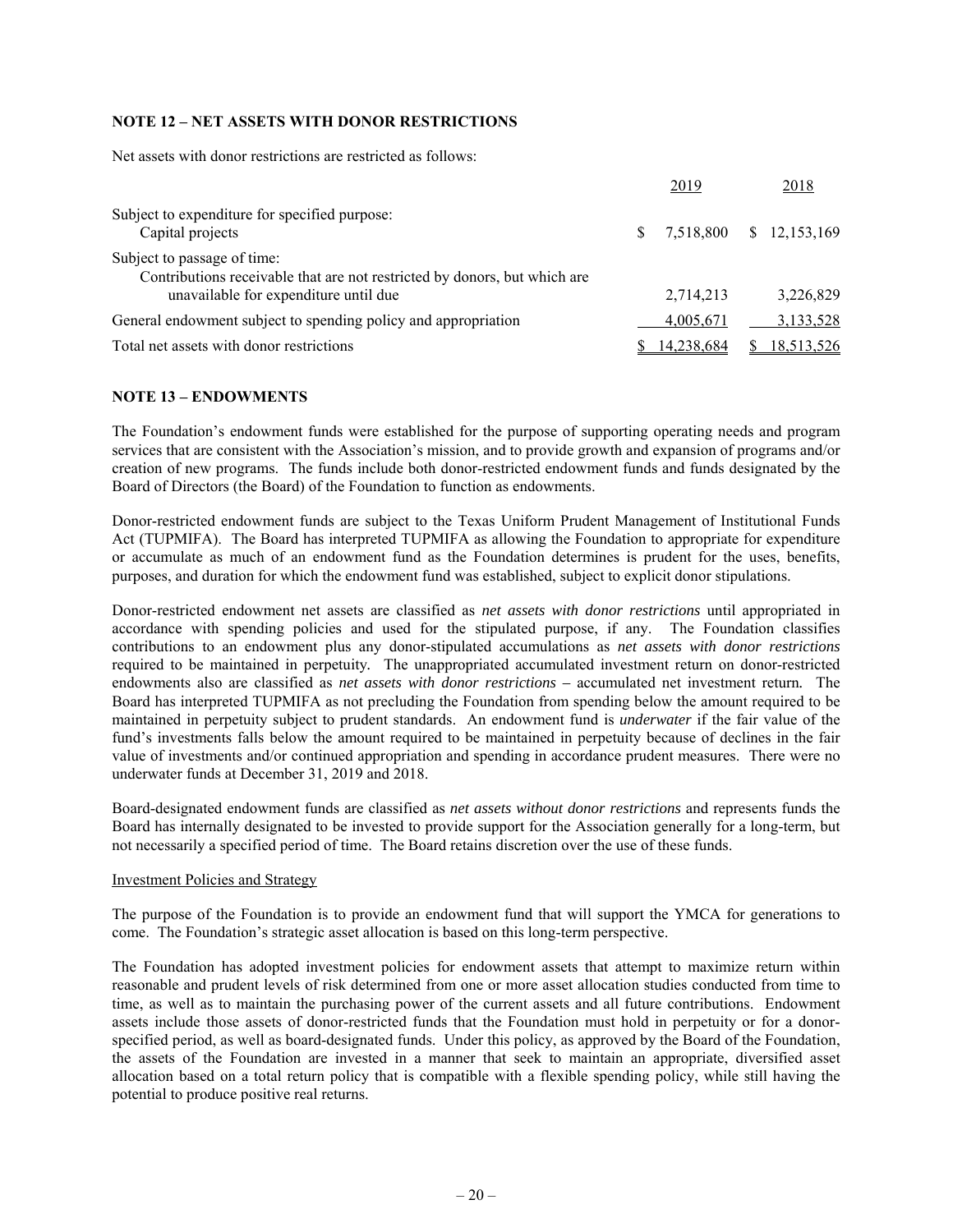## NOTE 12 – NET ASSETS WITH DONOR RESTRICTIONS

Net assets with donor restrictions are restricted as follows:

| | 2019 | 2018 |
|---|---|---|
| Subject to expenditure for specified purpose: | | |
| Capital projects | $ 7,518,800 | $ 12,153,169 |
| Subject to passage of time: | | |
| Contributions receivable that are not restricted by donors, but which are unavailable for expenditure until due | 2,714,213 | 3,226,829 |
| General endowment subject to spending policy and appropriation | 4,005,671 | 3,133,528 |
| Total net assets with donor restrictions | $ 14,238,684 | $ 18,513,526 |

## NOTE 13 – ENDOWMENTS

The Foundation's endowment funds were established for the purpose of supporting operating needs and program services that are consistent with the Association's mission, and to provide growth and expansion of programs and/or creation of new programs. The funds include both donor-restricted endowment funds and funds designated by the Board of Directors (the Board) of the Foundation to function as endowments.

Donor-restricted endowment funds are subject to the Texas Uniform Prudent Management of Institutional Funds Act (TUPMIFA). The Board has interpreted TUPMIFA as allowing the Foundation to appropriate for expenditure or accumulate as much of an endowment fund as the Foundation determines is prudent for the uses, benefits, purposes, and duration for which the endowment fund was established, subject to explicit donor stipulations.

Donor-restricted endowment net assets are classified as *net assets with donor restrictions* until appropriated in accordance with spending policies and used for the stipulated purpose, if any. The Foundation classifies contributions to an endowment plus any donor-stipulated accumulations as *net assets with donor restrictions* required to be maintained in perpetuity. The unappropriated accumulated investment return on donor-restricted endowments also are classified as *net assets with donor restrictions* – accumulated net investment return. The Board has interpreted TUPMIFA as not precluding the Foundation from spending below the amount required to be maintained in perpetuity subject to prudent standards. An endowment fund is *underwater* if the fair value of the fund's investments falls below the amount required to be maintained in perpetuity because of declines in the fair value of investments and/or continued appropriation and spending in accordance prudent measures. There were no underwater funds at December 31, 2019 and 2018.

Board-designated endowment funds are classified as *net assets without donor restrictions* and represents funds the Board has internally designated to be invested to provide support for the Association generally for a long-term, but not necessarily a specified period of time. The Board retains discretion over the use of these funds.

### Investment Policies and Strategy

The purpose of the Foundation is to provide an endowment fund that will support the YMCA for generations to come. The Foundation's strategic asset allocation is based on this long-term perspective.

The Foundation has adopted investment policies for endowment assets that attempt to maximize return within reasonable and prudent levels of risk determined from one or more asset allocation studies conducted from time to time, as well as to maintain the purchasing power of the current assets and all future contributions. Endowment assets include those assets of donor-restricted funds that the Foundation must hold in perpetuity or for a donor-specified period, as well as board-designated funds. Under this policy, as approved by the Board of the Foundation, the assets of the Foundation are invested in a manner that seek to maintain an appropriate, diversified asset allocation based on a total return policy that is compatible with a flexible spending policy, while still having the potential to produce positive real returns.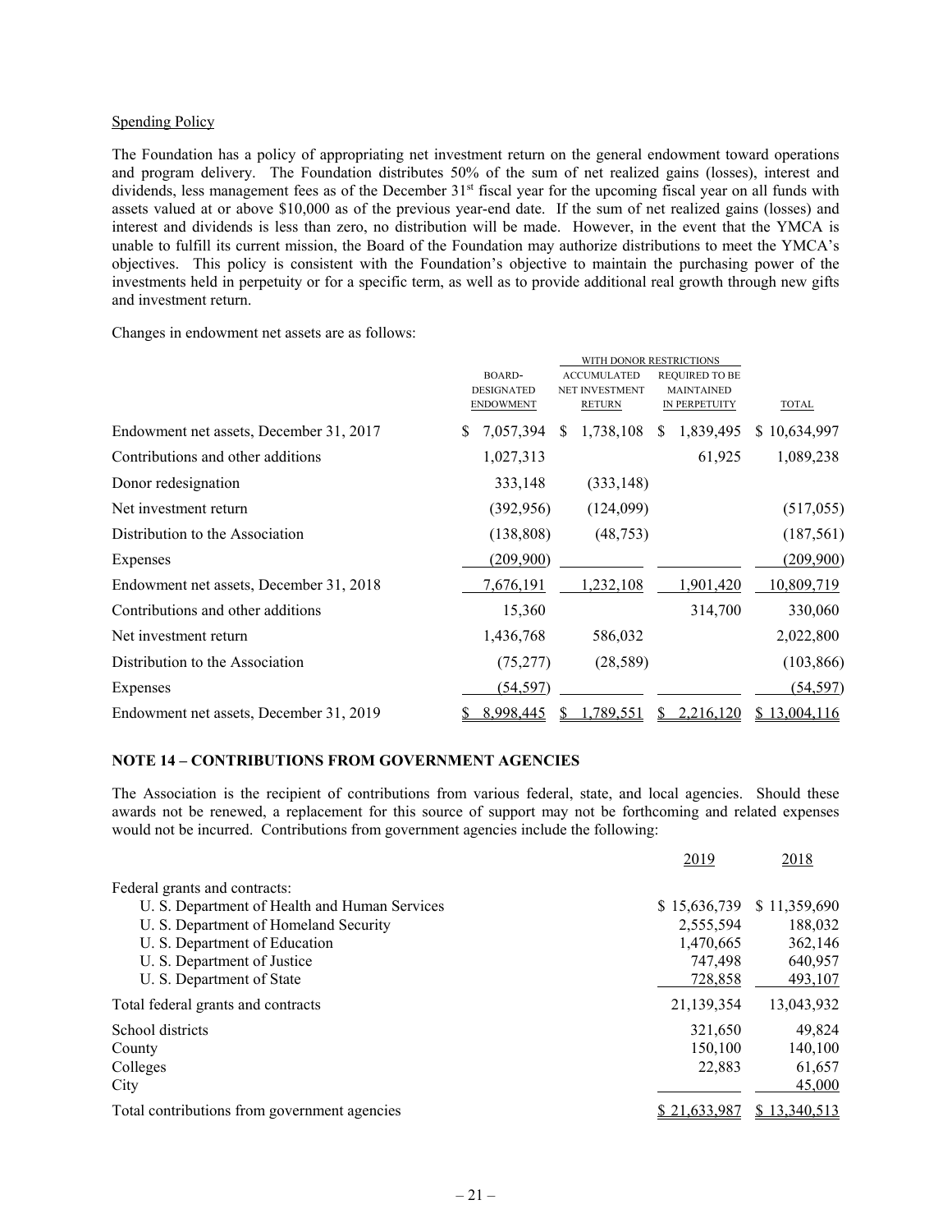Spending Policy

The Foundation has a policy of appropriating net investment return on the general endowment toward operations and program delivery. The Foundation distributes 50% of the sum of net realized gains (losses), interest and dividends, less management fees as of the December 31st fiscal year for the upcoming fiscal year on all funds with assets valued at or above $10,000 as of the previous year-end date. If the sum of net realized gains (losses) and interest and dividends is less than zero, no distribution will be made. However, in the event that the YMCA is unable to fulfill its current mission, the Board of the Foundation may authorize distributions to meet the YMCA's objectives. This policy is consistent with the Foundation's objective to maintain the purchasing power of the investments held in perpetuity or for a specific term, as well as to provide additional real growth through new gifts and investment return.

Changes in endowment net assets are as follows:

| | | WITH DONOR RESTRICTIONS | | |
|---|---|---|---|---|
| | BOARD-DESIGNATED ENDOWMENT | ACCUMULATED NET INVESTMENT RETURN | REQUIRED TO BE MAINTAINED IN PERPETUITY | TOTAL |
| Endowment net assets, December 31, 2017 | $ 7,057,394 | $ 1,738,108 | $ 1,839,495 | $ 10,634,997 |
| Contributions and other additions | 1,027,313 | | 61,925 | 1,089,238 |
| Donor redesignation | 333,148 | (333,148) | | |
| Net investment return | (392,956) | (124,099) | | (517,055) |
| Distribution to the Association | (138,808) | (48,753) | | (187,561) |
| Expenses | (209,900) | | | (209,900) |
| Endowment net assets, December 31, 2018 | 7,676,191 | 1,232,108 | 1,901,420 | 10,809,719 |
| Contributions and other additions | 15,360 | | 314,700 | 330,060 |
| Net investment return | 1,436,768 | 586,032 | | 2,022,800 |
| Distribution to the Association | (75,277) | (28,589) | | (103,866) |
| Expenses | (54,597) | | | (54,597) |
| Endowment net assets, December 31, 2019 | $ 8,998,445 | $ 1,789,551 | $ 2,216,120 | $ 13,004,116 |

## NOTE 14 – CONTRIBUTIONS FROM GOVERNMENT AGENCIES

The Association is the recipient of contributions from various federal, state, and local agencies. Should these awards not be renewed, a replacement for this source of support may not be forthcoming and related expenses would not be incurred. Contributions from government agencies include the following:

| | 2019 | 2018 |
|---|---|---|
| Federal grants and contracts: | | |
| U. S. Department of Health and Human Services | $ 15,636,739 | $ 11,359,690 |
| U. S. Department of Homeland Security | 2,555,594 | 188,032 |
| U. S. Department of Education | 1,470,665 | 362,146 |
| U. S. Department of Justice | 747,498 | 640,957 |
| U. S. Department of State | 728,858 | 493,107 |
| Total federal grants and contracts | 21,139,354 | 13,043,932 |
| School districts | 321,650 | 49,824 |
| County | 150,100 | 140,100 |
| Colleges | 22,883 | 61,657 |
| City | | 45,000 |
| Total contributions from government agencies | $ 21,633,987 | $ 13,340,513 |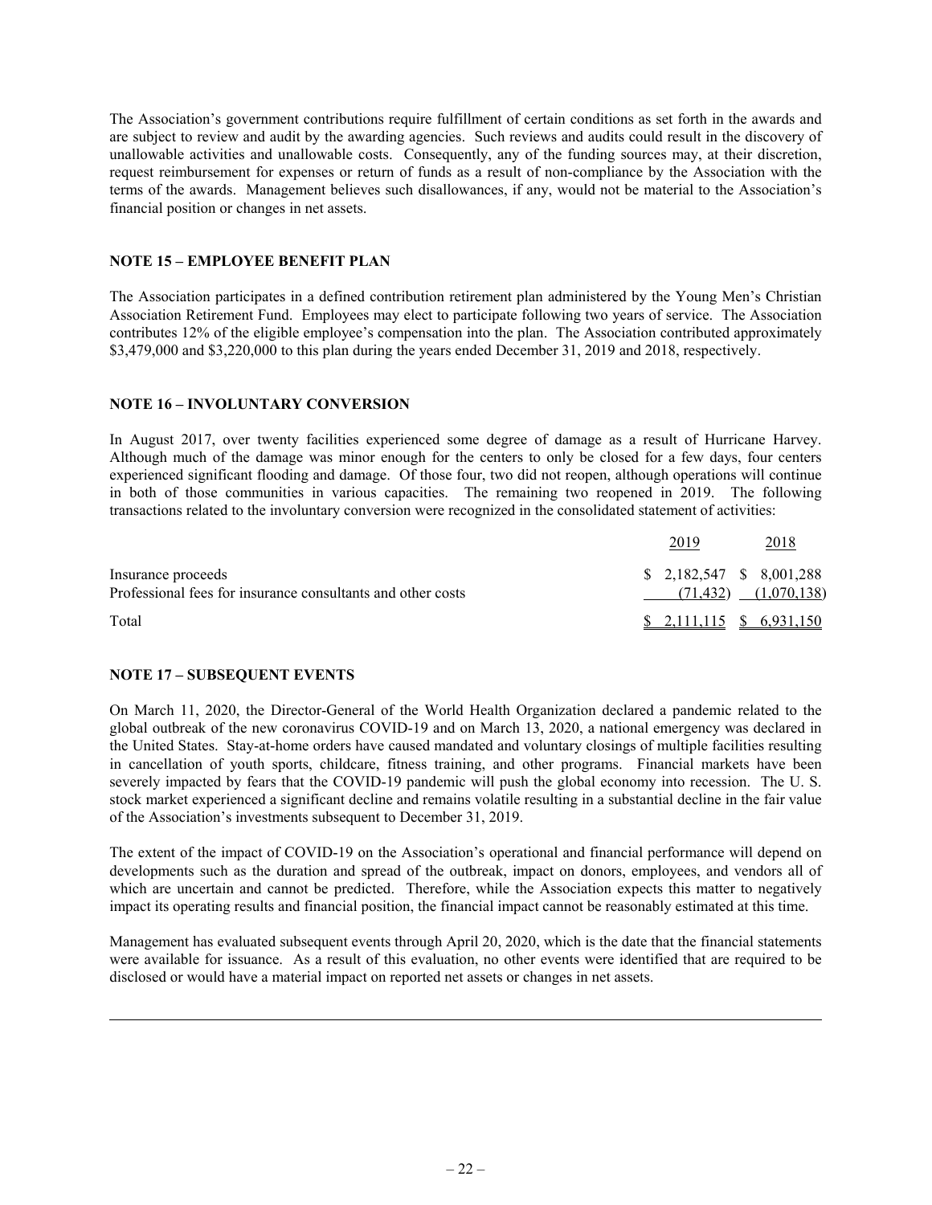The Association's government contributions require fulfillment of certain conditions as set forth in the awards and are subject to review and audit by the awarding agencies. Such reviews and audits could result in the discovery of unallowable activities and unallowable costs. Consequently, any of the funding sources may, at their discretion, request reimbursement for expenses or return of funds as a result of non-compliance by the Association with the terms of the awards. Management believes such disallowances, if any, would not be material to the Association's financial position or changes in net assets.

## NOTE 15 – EMPLOYEE BENEFIT PLAN

The Association participates in a defined contribution retirement plan administered by the Young Men's Christian Association Retirement Fund. Employees may elect to participate following two years of service. The Association contributes 12% of the eligible employee's compensation into the plan. The Association contributed approximately $3,479,000 and $3,220,000 to this plan during the years ended December 31, 2019 and 2018, respectively.

## NOTE 16 – INVOLUNTARY CONVERSION

In August 2017, over twenty facilities experienced some degree of damage as a result of Hurricane Harvey. Although much of the damage was minor enough for the centers to only be closed for a few days, four centers experienced significant flooding and damage. Of those four, two did not reopen, although operations will continue in both of those communities in various capacities. The remaining two reopened in 2019. The following transactions related to the involuntary conversion were recognized in the consolidated statement of activities:

| | 2019 | 2018 |
|---|---|---|
| Insurance proceeds | $ 2,182,547 | $ 8,001,288 |
| Professional fees for insurance consultants and other costs | (71,432) | (1,070,138) |
| Total | $ 2,111,115 | $ 6,931,150 |

## NOTE 17 – SUBSEQUENT EVENTS

On March 11, 2020, the Director-General of the World Health Organization declared a pandemic related to the global outbreak of the new coronavirus COVID-19 and on March 13, 2020, a national emergency was declared in the United States. Stay-at-home orders have caused mandated and voluntary closings of multiple facilities resulting in cancellation of youth sports, childcare, fitness training, and other programs. Financial markets have been severely impacted by fears that the COVID-19 pandemic will push the global economy into recession. The U. S. stock market experienced a significant decline and remains volatile resulting in a substantial decline in the fair value of the Association's investments subsequent to December 31, 2019.

The extent of the impact of COVID-19 on the Association's operational and financial performance will depend on developments such as the duration and spread of the outbreak, impact on donors, employees, and vendors all of which are uncertain and cannot be predicted. Therefore, while the Association expects this matter to negatively impact its operating results and financial position, the financial impact cannot be reasonably estimated at this time.

Management has evaluated subsequent events through April 20, 2020, which is the date that the financial statements were available for issuance. As a result of this evaluation, no other events were identified that are required to be disclosed or would have a material impact on reported net assets or changes in net assets.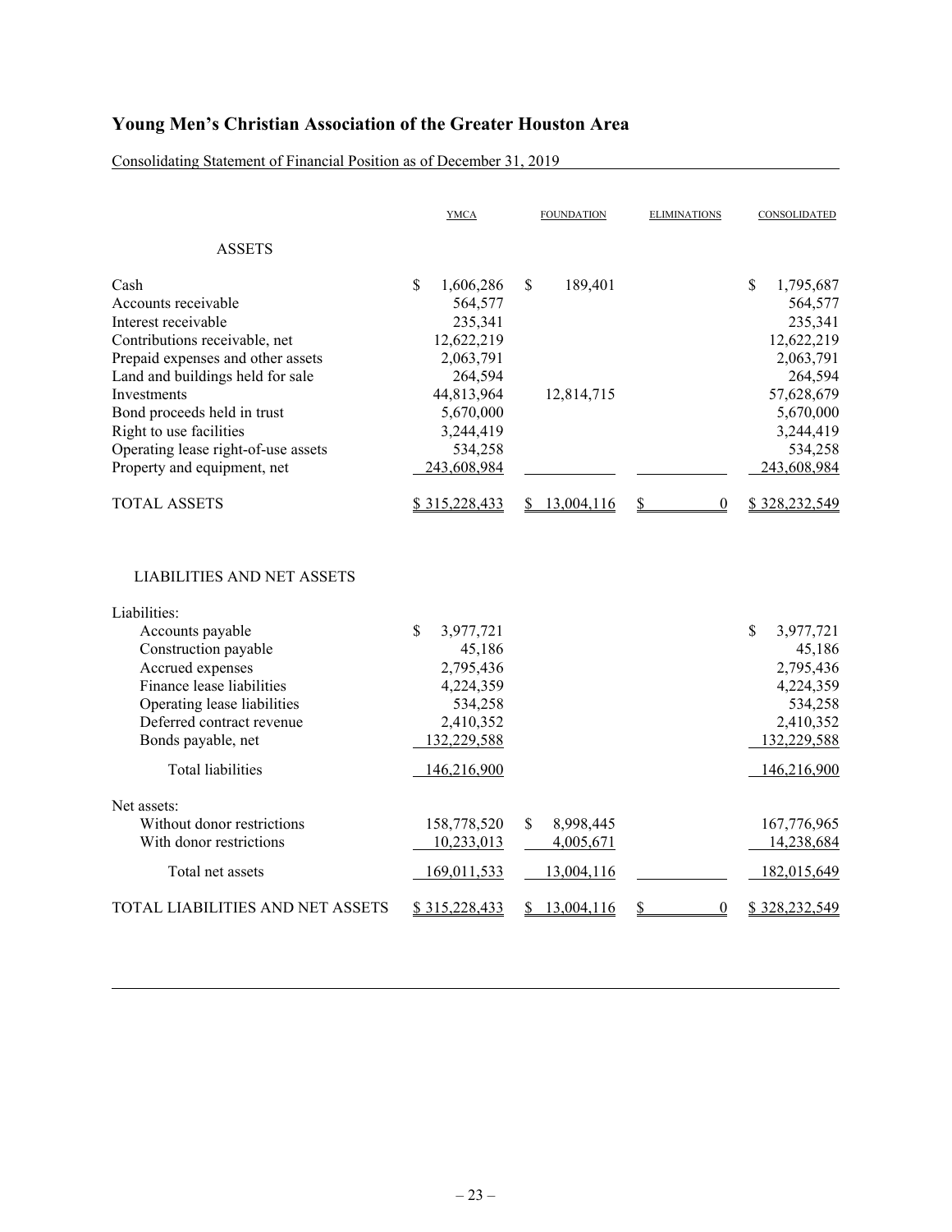# Young Men's Christian Association of the Greater Houston Area

Consolidating Statement of Financial Position as of December 31, 2019

| | YMCA | FOUNDATION | ELIMINATIONS | CONSOLIDATED |
|---|---|---|---|---|
| ASSETS | | | | |
| Cash | $ 1,606,286 | $ 189,401 | | $ 1,795,687 |
| Accounts receivable | 564,577 | | | 564,577 |
| Interest receivable | 235,341 | | | 235,341 |
| Contributions receivable, net | 12,622,219 | | | 12,622,219 |
| Prepaid expenses and other assets | 2,063,791 | | | 2,063,791 |
| Land and buildings held for sale | 264,594 | | | 264,594 |
| Investments | 44,813,964 | 12,814,715 | | 57,628,679 |
| Bond proceeds held in trust | 5,670,000 | | | 5,670,000 |
| Right to use facilities | 3,244,419 | | | 3,244,419 |
| Operating lease right-of-use assets | 534,258 | | | 534,258 |
| Property and equipment, net | 243,608,984 | | | 243,608,984 |
| TOTAL ASSETS | $ 315,228,433 | $ 13,004,116 | $ 0 | $ 328,232,549 |
| LIABILITIES AND NET ASSETS | | | | |
| Liabilities: | | | | |
| Accounts payable | $ 3,977,721 | | | $ 3,977,721 |
| Construction payable | 45,186 | | | 45,186 |
| Accrued expenses | 2,795,436 | | | 2,795,436 |
| Finance lease liabilities | 4,224,359 | | | 4,224,359 |
| Operating lease liabilities | 534,258 | | | 534,258 |
| Deferred contract revenue | 2,410,352 | | | 2,410,352 |
| Bonds payable, net | 132,229,588 | | | 132,229,588 |
| Total liabilities | 146,216,900 | | | 146,216,900 |
| Net assets: | | | | |
| Without donor restrictions | 158,778,520 | $ 8,998,445 | | 167,776,965 |
| With donor restrictions | 10,233,013 | 4,005,671 | | 14,238,684 |
| Total net assets | 169,011,533 | 13,004,116 | | 182,015,649 |
| TOTAL LIABILITIES AND NET ASSETS | $ 315,228,433 | $ 13,004,116 | $ 0 | $ 328,232,549 |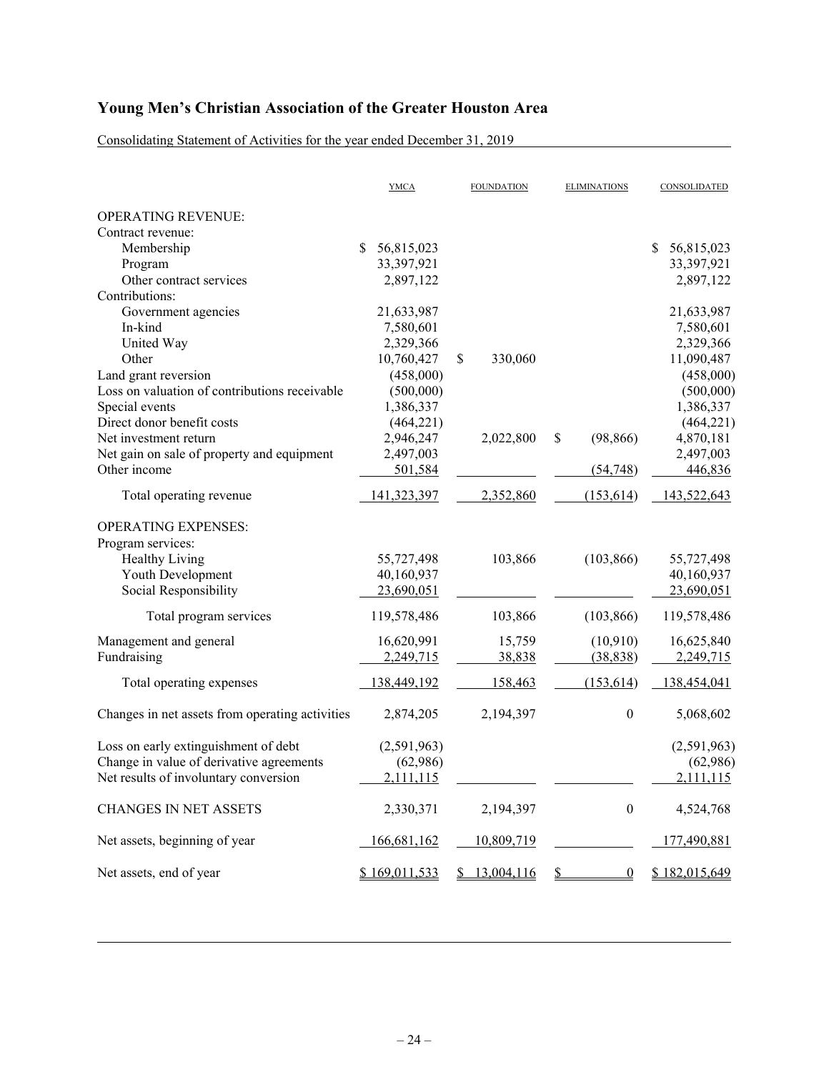# Young Men's Christian Association of the Greater Houston Area

Consolidating Statement of Activities for the year ended December 31, 2019

| | YMCA | FOUNDATION | ELIMINATIONS | CONSOLIDATED |
|---|---|---|---|---|
| OPERATING REVENUE: | | | | |
| Contract revenue: | | | | |
| Membership | $ 56,815,023 | | | $ 56,815,023 |
| Program | 33,397,921 | | | 33,397,921 |
| Other contract services | 2,897,122 | | | 2,897,122 |
| Contributions: | | | | |
| Government agencies | 21,633,987 | | | 21,633,987 |
| In-kind | 7,580,601 | | | 7,580,601 |
| United Way | 2,329,366 | | | 2,329,366 |
| Other | 10,760,427 | $ 330,060 | | 11,090,487 |
| Land grant reversion | (458,000) | | | (458,000) |
| Loss on valuation of contributions receivable | (500,000) | | | (500,000) |
| Special events | 1,386,337 | | | 1,386,337 |
| Direct donor benefit costs | (464,221) | | | (464,221) |
| Net investment return | 2,946,247 | 2,022,800 | $ (98,866) | 4,870,181 |
| Net gain on sale of property and equipment | 2,497,003 | | | 2,497,003 |
| Other income | 501,584 | | (54,748) | 446,836 |
| Total operating revenue | 141,323,397 | 2,352,860 | (153,614) | 143,522,643 |
| OPERATING EXPENSES: | | | | |
| Program services: | | | | |
| Healthy Living | 55,727,498 | 103,866 | (103,866) | 55,727,498 |
| Youth Development | 40,160,937 | | | 40,160,937 |
| Social Responsibility | 23,690,051 | | | 23,690,051 |
| Total program services | 119,578,486 | 103,866 | (103,866) | 119,578,486 |
| Management and general | 16,620,991 | 15,759 | (10,910) | 16,625,840 |
| Fundraising | 2,249,715 | 38,838 | (38,838) | 2,249,715 |
| Total operating expenses | 138,449,192 | 158,463 | (153,614) | 138,454,041 |
| Changes in net assets from operating activities | 2,874,205 | 2,194,397 | 0 | 5,068,602 |
| Loss on early extinguishment of debt | (2,591,963) | | | (2,591,963) |
| Change in value of derivative agreements | (62,986) | | | (62,986) |
| Net results of involuntary conversion | 2,111,115 | | | 2,111,115 |
| CHANGES IN NET ASSETS | 2,330,371 | 2,194,397 | 0 | 4,524,768 |
| Net assets, beginning of year | 166,681,162 | 10,809,719 | | 177,490,881 |
| Net assets, end of year | $ 169,011,533 | $ 13,004,116 | $ 0 | $ 182,015,649 |